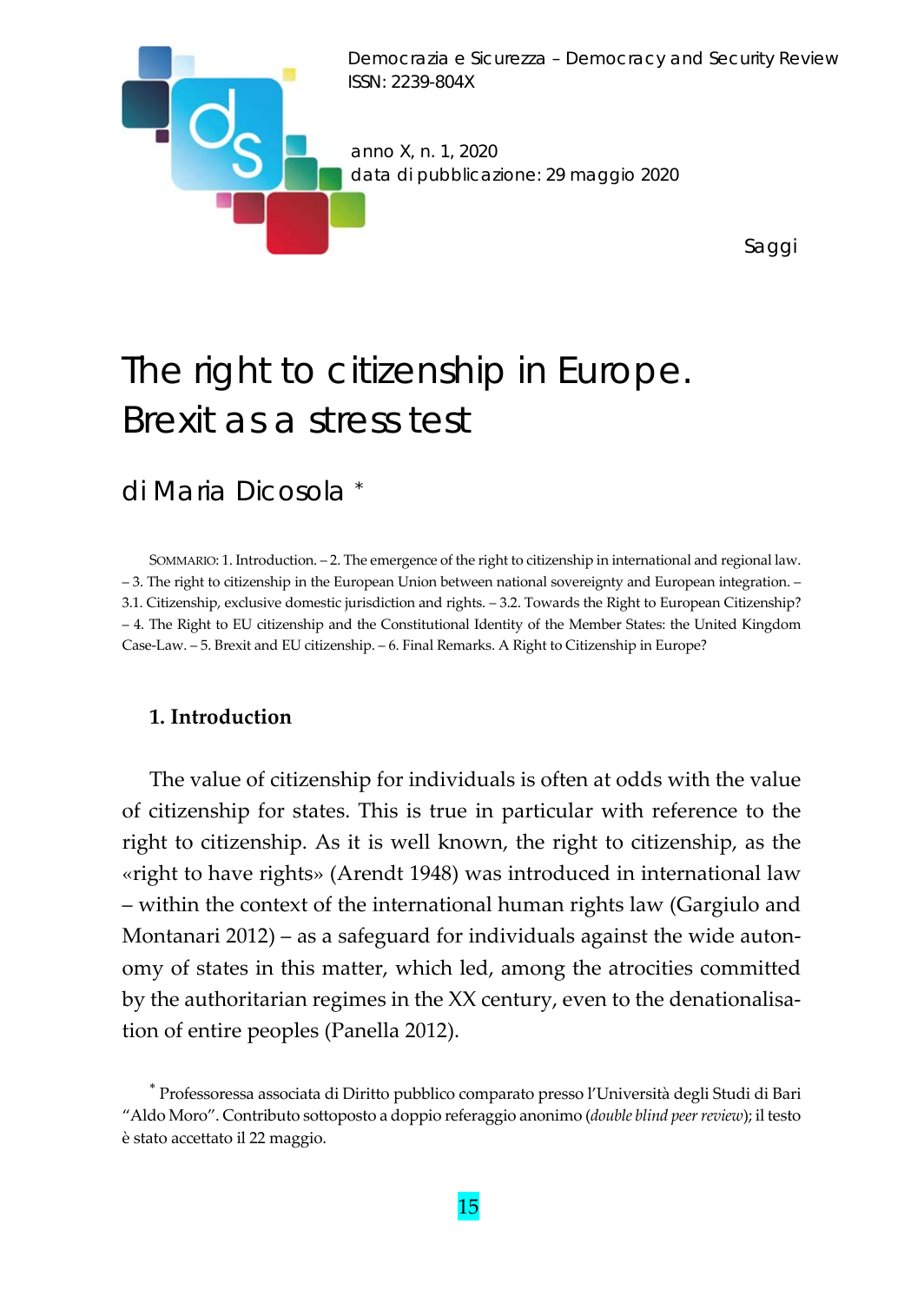Democrazia e Sicurezza – Democracy and Security Review
ISSN: 2239-804X

anno X, n. 1, 2020
data di pubblicazione: 29 maggio 2020

Saggi

# The right to citizenship in Europe. Brexit as a stress test

## di Maria Dicosola *

SOMMARIO: 1. Introduction. – 2. The emergence of the right to citizenship in international and regional law. – 3. The right to citizenship in the European Union between national sovereignty and European integration. – 3.1. Citizenship, exclusive domestic jurisdiction and rights. – 3.2. Towards the Right to European Citizenship? – 4. The Right to EU citizenship and the Constitutional Identity of the Member States: the United Kingdom Case-Law. – 5. Brexit and EU citizenship. – 6. Final Remarks. A Right to Citizenship in Europe?

### 1. Introduction

The value of citizenship for individuals is often at odds with the value of citizenship for states. This is true in particular with reference to the right to citizenship. As it is well known, the right to citizenship, as the «right to have rights» (Arendt 1948) was introduced in international law – within the context of the international human rights law (Gargiulo and Montanari 2012) – as a safeguard for individuals against the wide autonomy of states in this matter, which led, among the atrocities committed by the authoritarian regimes in the XX century, even to the denationalisation of entire peoples (Panella 2012).

* Professoressa associata di Diritto pubblico comparato presso l'Università degli Studi di Bari "Aldo Moro". Contributo sottoposto a doppio referaggio anonimo (*double blind peer review*); il testo è stato accettato il 22 maggio.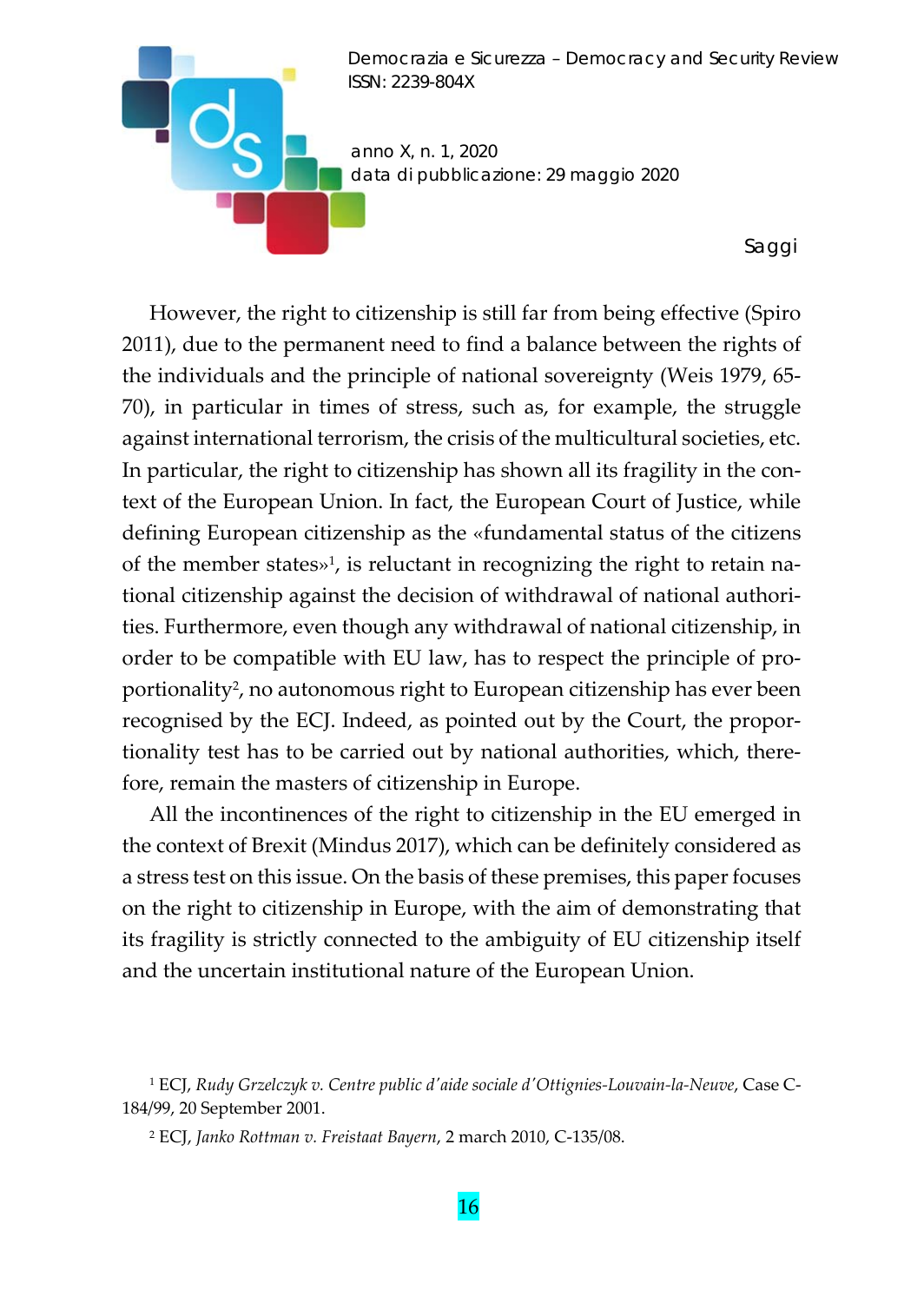However, the right to citizenship is still far from being effective (Spiro 2011), due to the permanent need to find a balance between the rights of the individuals and the principle of national sovereignty (Weis 1979, 65-70), in particular in times of stress, such as, for example, the struggle against international terrorism, the crisis of the multicultural societies, etc. In particular, the right to citizenship has shown all its fragility in the context of the European Union. In fact, the European Court of Justice, while defining European citizenship as the «fundamental status of the citizens of the member states»[1], is reluctant in recognizing the right to retain national citizenship against the decision of withdrawal of national authorities. Furthermore, even though any withdrawal of national citizenship, in order to be compatible with EU law, has to respect the principle of proportionality[2], no autonomous right to European citizenship has ever been recognised by the ECJ. Indeed, as pointed out by the Court, the proportionality test has to be carried out by national authorities, which, therefore, remain the masters of citizenship in Europe.

All the incontinences of the right to citizenship in the EU emerged in the context of Brexit (Mindus 2017), which can be definitely considered as a stress test on this issue. On the basis of these premises, this paper focuses on the right to citizenship in Europe, with the aim of demonstrating that its fragility is strictly connected to the ambiguity of EU citizenship itself and the uncertain institutional nature of the European Union.

[1] ECJ, *Rudy Grzelczyk v. Centre public d'aide sociale d'Ottignies-Louvain-la-Neuve*, Case C-184/99, 20 September 2001.

[2] ECJ, *Janko Rottman v. Freistaat Bayern*, 2 march 2010, C-135/08.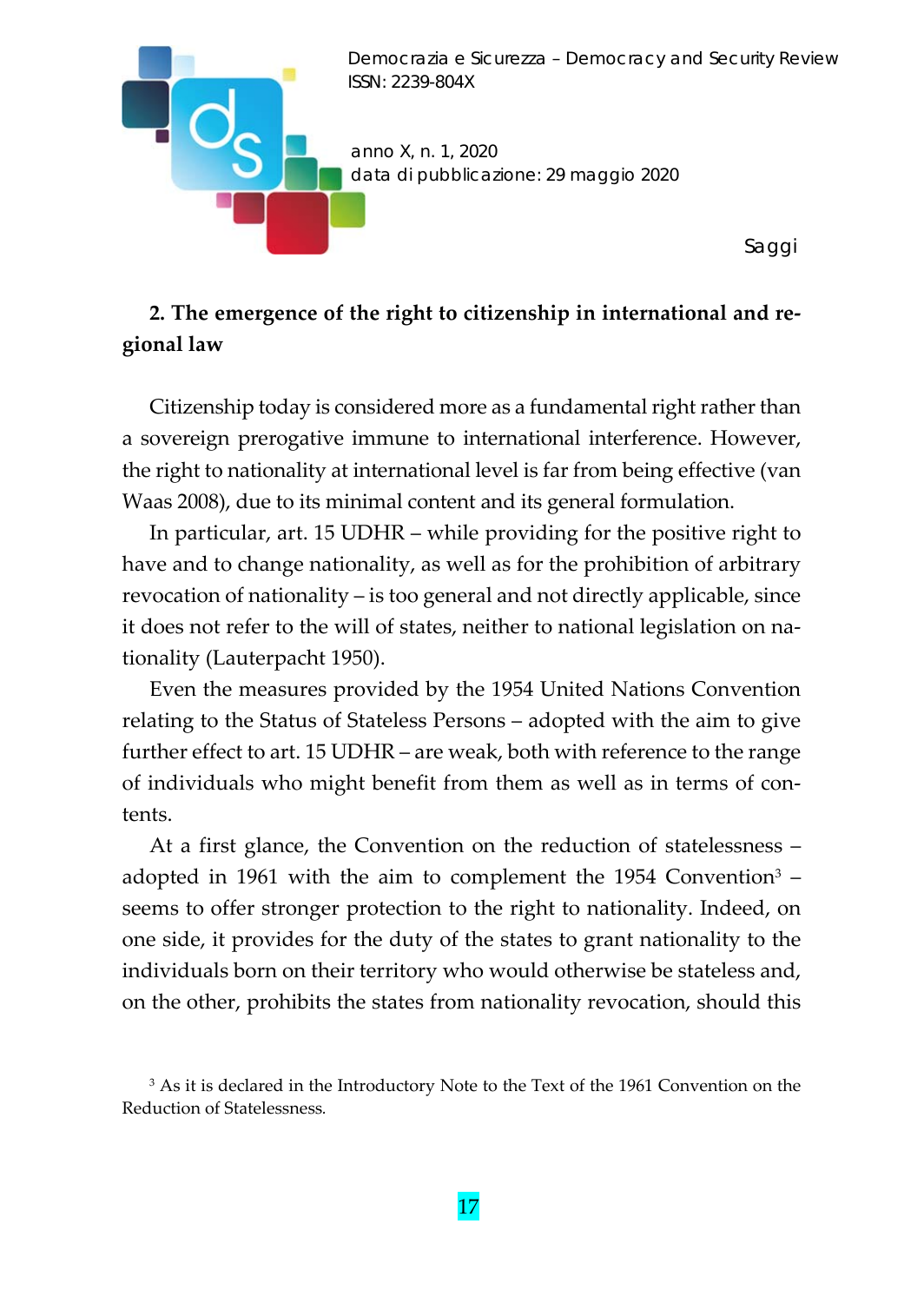## 2. The emergence of the right to citizenship in international and regional law

Citizenship today is considered more as a fundamental right rather than a sovereign prerogative immune to international interference. However, the right to nationality at international level is far from being effective (van Waas 2008), due to its minimal content and its general formulation.

In particular, art. 15 UDHR – while providing for the positive right to have and to change nationality, as well as for the prohibition of arbitrary revocation of nationality – is too general and not directly applicable, since it does not refer to the will of states, neither to national legislation on nationality (Lauterpacht 1950).

Even the measures provided by the 1954 United Nations Convention relating to the Status of Stateless Persons – adopted with the aim to give further effect to art. 15 UDHR – are weak, both with reference to the range of individuals who might benefit from them as well as in terms of contents.

At a first glance, the Convention on the reduction of statelessness – adopted in 1961 with the aim to complement the 1954 Convention[3] – seems to offer stronger protection to the right to nationality. Indeed, on one side, it provides for the duty of the states to grant nationality to the individuals born on their territory who would otherwise be stateless and, on the other, prohibits the states from nationality revocation, should this

[3] As it is declared in the Introductory Note to the Text of the 1961 Convention on the Reduction of Statelessness.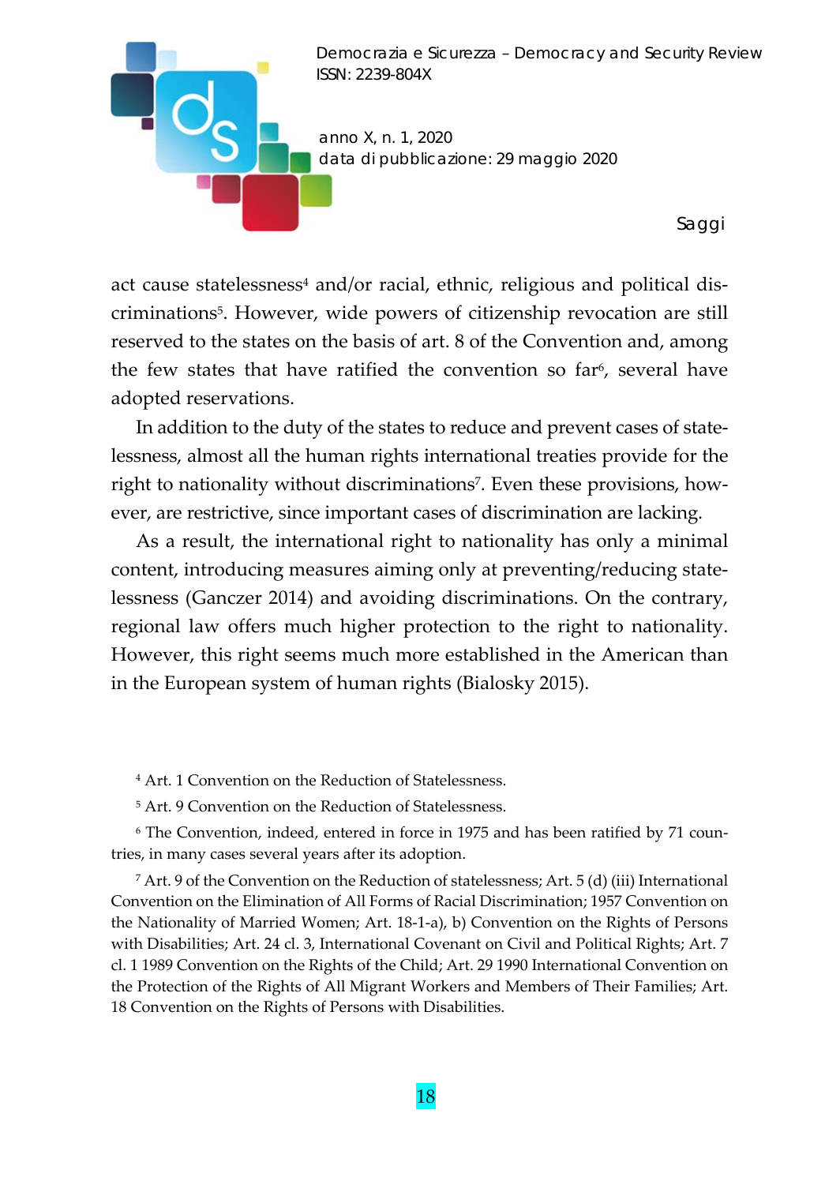act cause statelessness[4] and/or racial, ethnic, religious and political discriminations[5]. However, wide powers of citizenship revocation are still reserved to the states on the basis of art. 8 of the Convention and, among the few states that have ratified the convention so far[6], several have adopted reservations.

In addition to the duty of the states to reduce and prevent cases of statelessness, almost all the human rights international treaties provide for the right to nationality without discriminations[7]. Even these provisions, however, are restrictive, since important cases of discrimination are lacking.

As a result, the international right to nationality has only a minimal content, introducing measures aiming only at preventing/reducing statelessness (Ganczer 2014) and avoiding discriminations. On the contrary, regional law offers much higher protection to the right to nationality. However, this right seems much more established in the American than in the European system of human rights (Bialosky 2015).

[4] Art. 1 Convention on the Reduction of Statelessness.

[5] Art. 9 Convention on the Reduction of Statelessness.

[6] The Convention, indeed, entered in force in 1975 and has been ratified by 71 countries, in many cases several years after its adoption.

[7] Art. 9 of the Convention on the Reduction of statelessness; Art. 5 (d) (iii) International Convention on the Elimination of All Forms of Racial Discrimination; 1957 Convention on the Nationality of Married Women; Art. 18-1-a), b) Convention on the Rights of Persons with Disabilities; Art. 24 cl. 3, International Covenant on Civil and Political Rights; Art. 7 cl. 1 1989 Convention on the Rights of the Child; Art. 29 1990 International Convention on the Protection of the Rights of All Migrant Workers and Members of Their Families; Art. 18 Convention on the Rights of Persons with Disabilities.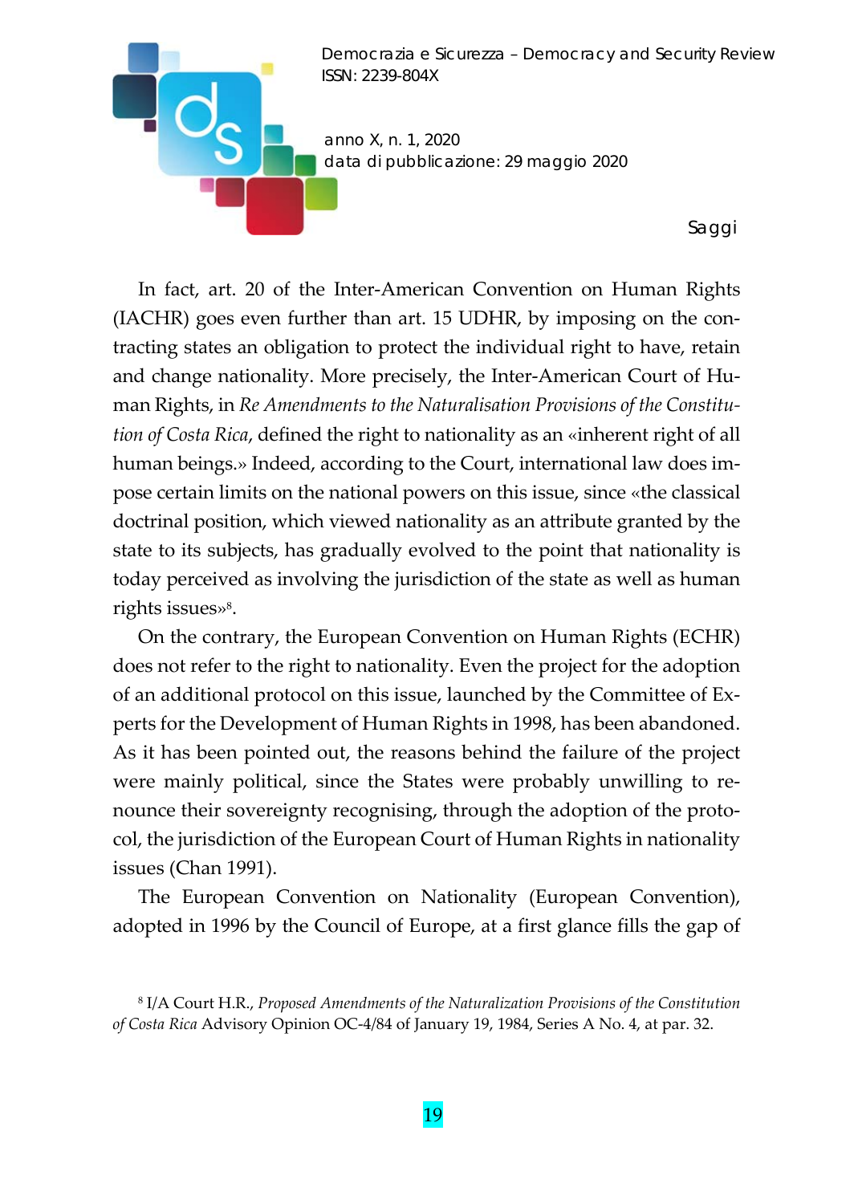In fact, art. 20 of the Inter-American Convention on Human Rights (IACHR) goes even further than art. 15 UDHR, by imposing on the contracting states an obligation to protect the individual right to have, retain and change nationality. More precisely, the Inter-American Court of Human Rights, in *Re Amendments to the Naturalisation Provisions of the Constitution of Costa Rica*, defined the right to nationality as an «inherent right of all human beings.» Indeed, according to the Court, international law does impose certain limits on the national powers on this issue, since «the classical doctrinal position, which viewed nationality as an attribute granted by the state to its subjects, has gradually evolved to the point that nationality is today perceived as involving the jurisdiction of the state as well as human rights issues»[8].

On the contrary, the European Convention on Human Rights (ECHR) does not refer to the right to nationality. Even the project for the adoption of an additional protocol on this issue, launched by the Committee of Experts for the Development of Human Rights in 1998, has been abandoned. As it has been pointed out, the reasons behind the failure of the project were mainly political, since the States were probably unwilling to renounce their sovereignty recognising, through the adoption of the protocol, the jurisdiction of the European Court of Human Rights in nationality issues (Chan 1991).

The European Convention on Nationality (European Convention), adopted in 1996 by the Council of Europe, at a first glance fills the gap of

[8] I/A Court H.R., *Proposed Amendments of the Naturalization Provisions of the Constitution of Costa Rica* Advisory Opinion OC-4/84 of January 19, 1984, Series A No. 4, at par. 32.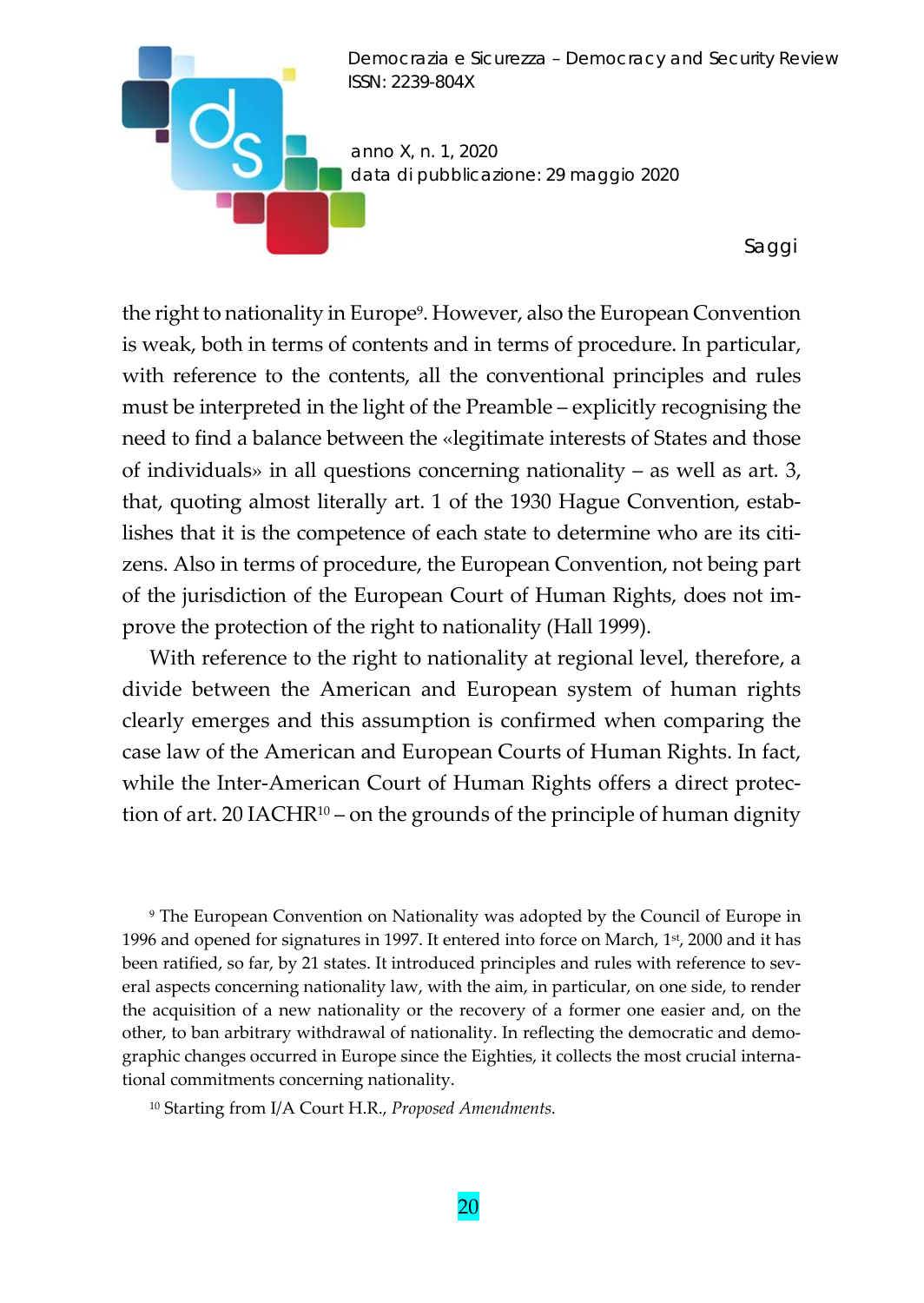the right to nationality in Europe[9]. However, also the European Convention is weak, both in terms of contents and in terms of procedure. In particular, with reference to the contents, all the conventional principles and rules must be interpreted in the light of the Preamble – explicitly recognising the need to find a balance between the «legitimate interests of States and those of individuals» in all questions concerning nationality – as well as art. 3, that, quoting almost literally art. 1 of the 1930 Hague Convention, establishes that it is the competence of each state to determine who are its citizens. Also in terms of procedure, the European Convention, not being part of the jurisdiction of the European Court of Human Rights, does not improve the protection of the right to nationality (Hall 1999).

With reference to the right to nationality at regional level, therefore, a divide between the American and European system of human rights clearly emerges and this assumption is confirmed when comparing the case law of the American and European Courts of Human Rights. In fact, while the Inter-American Court of Human Rights offers a direct protection of art. 20 IACHR[10] – on the grounds of the principle of human dignity

[9] The European Convention on Nationality was adopted by the Council of Europe in 1996 and opened for signatures in 1997. It entered into force on March, 1st, 2000 and it has been ratified, so far, by 21 states. It introduced principles and rules with reference to several aspects concerning nationality law, with the aim, in particular, on one side, to render the acquisition of a new nationality or the recovery of a former one easier and, on the other, to ban arbitrary withdrawal of nationality. In reflecting the democratic and demographic changes occurred in Europe since the Eighties, it collects the most crucial international commitments concerning nationality.

[10] Starting from I/A Court H.R., *Proposed Amendments*.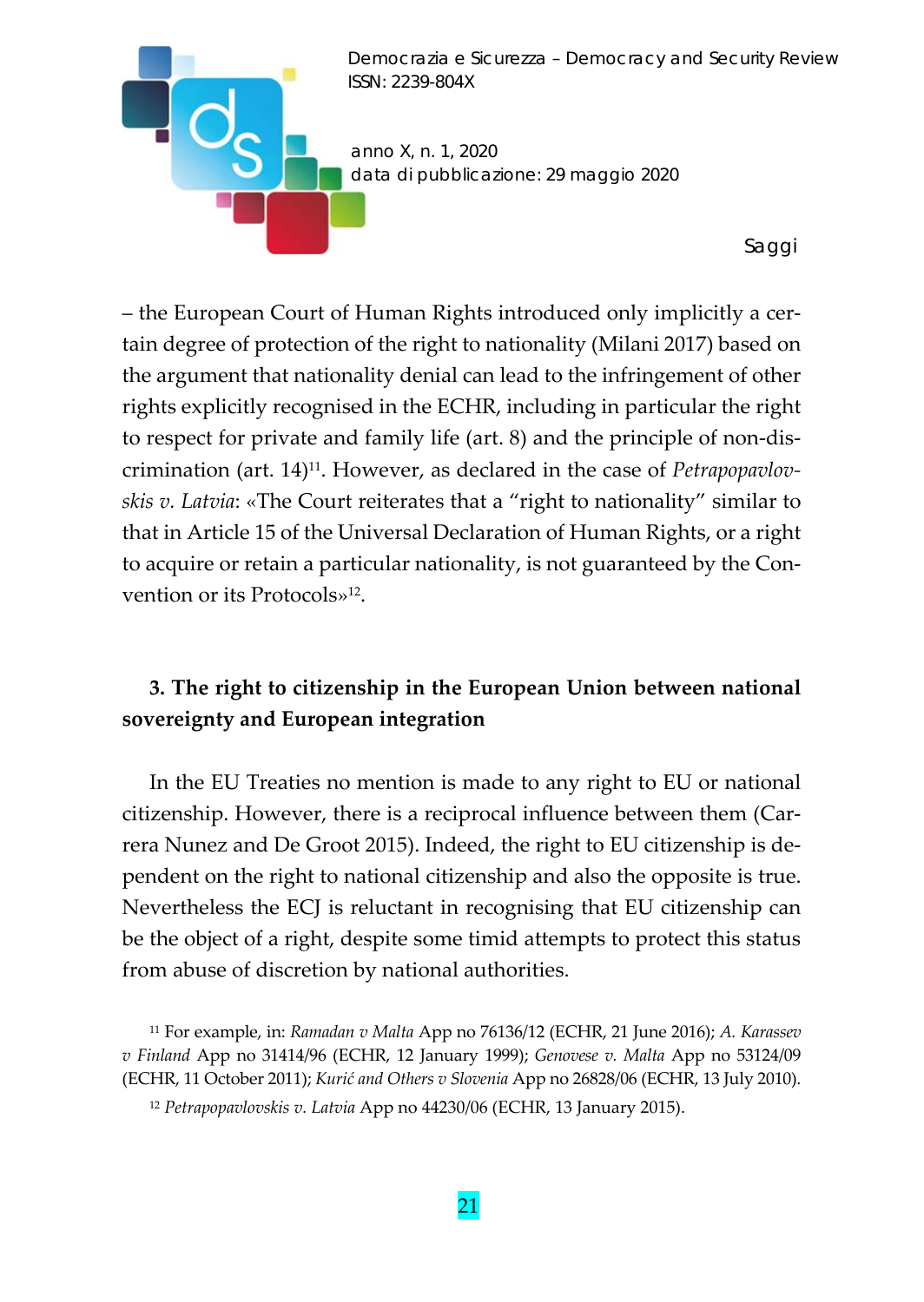– the European Court of Human Rights introduced only implicitly a certain degree of protection of the right to nationality (Milani 2017) based on the argument that nationality denial can lead to the infringement of other rights explicitly recognised in the ECHR, including in particular the right to respect for private and family life (art. 8) and the principle of non-discrimination (art. 14)[11]. However, as declared in the case of *Petrapopavlovskis v. Latvia*: «The Court reiterates that a "right to nationality" similar to that in Article 15 of the Universal Declaration of Human Rights, or a right to acquire or retain a particular nationality, is not guaranteed by the Convention or its Protocols»[12].

## 3. The right to citizenship in the European Union between national sovereignty and European integration

In the EU Treaties no mention is made to any right to EU or national citizenship. However, there is a reciprocal influence between them (Carrera Nunez and De Groot 2015). Indeed, the right to EU citizenship is dependent on the right to national citizenship and also the opposite is true. Nevertheless the ECJ is reluctant in recognising that EU citizenship can be the object of a right, despite some timid attempts to protect this status from abuse of discretion by national authorities.

[11] For example, in: *Ramadan v Malta* App no 76136/12 (ECHR, 21 June 2016); *A. Karassev v Finland* App no 31414/96 (ECHR, 12 January 1999); *Genovese v. Malta* App no 53124/09 (ECHR, 11 October 2011); *Kurić and Others v Slovenia* App no 26828/06 (ECHR, 13 July 2010).

[12] *Petrapopavlovskis v. Latvia* App no 44230/06 (ECHR, 13 January 2015).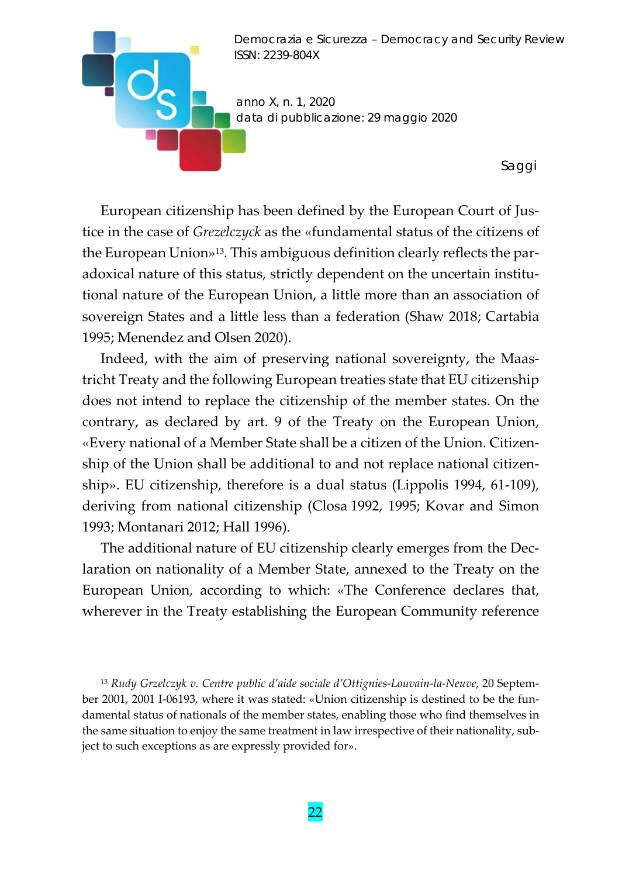European citizenship has been defined by the European Court of Justice in the case of *Grezelczyck* as the «fundamental status of the citizens of the European Union»[13]. This ambiguous definition clearly reflects the paradoxical nature of this status, strictly dependent on the uncertain institutional nature of the European Union, a little more than an association of sovereign States and a little less than a federation (Shaw 2018; Cartabia 1995; Menendez and Olsen 2020).

Indeed, with the aim of preserving national sovereignty, the Maastricht Treaty and the following European treaties state that EU citizenship does not intend to replace the citizenship of the member states. On the contrary, as declared by art. 9 of the Treaty on the European Union, «Every national of a Member State shall be a citizen of the Union. Citizenship of the Union shall be additional to and not replace national citizenship». EU citizenship, therefore is a dual status (Lippolis 1994, 61-109), deriving from national citizenship (Closa 1992, 1995; Kovar and Simon 1993; Montanari 2012; Hall 1996).

The additional nature of EU citizenship clearly emerges from the Declaration on nationality of a Member State, annexed to the Treaty on the European Union, according to which: «The Conference declares that, wherever in the Treaty establishing the European Community reference

[13] *Rudy Grzelczyk v. Centre public d'aide sociale d'Ottignies-Louvain-la-Neuve*, 20 September 2001, 2001 I-06193, where it was stated: «Union citizenship is destined to be the fundamental status of nationals of the member states, enabling those who find themselves in the same situation to enjoy the same treatment in law irrespective of their nationality, subject to such exceptions as are expressly provided for».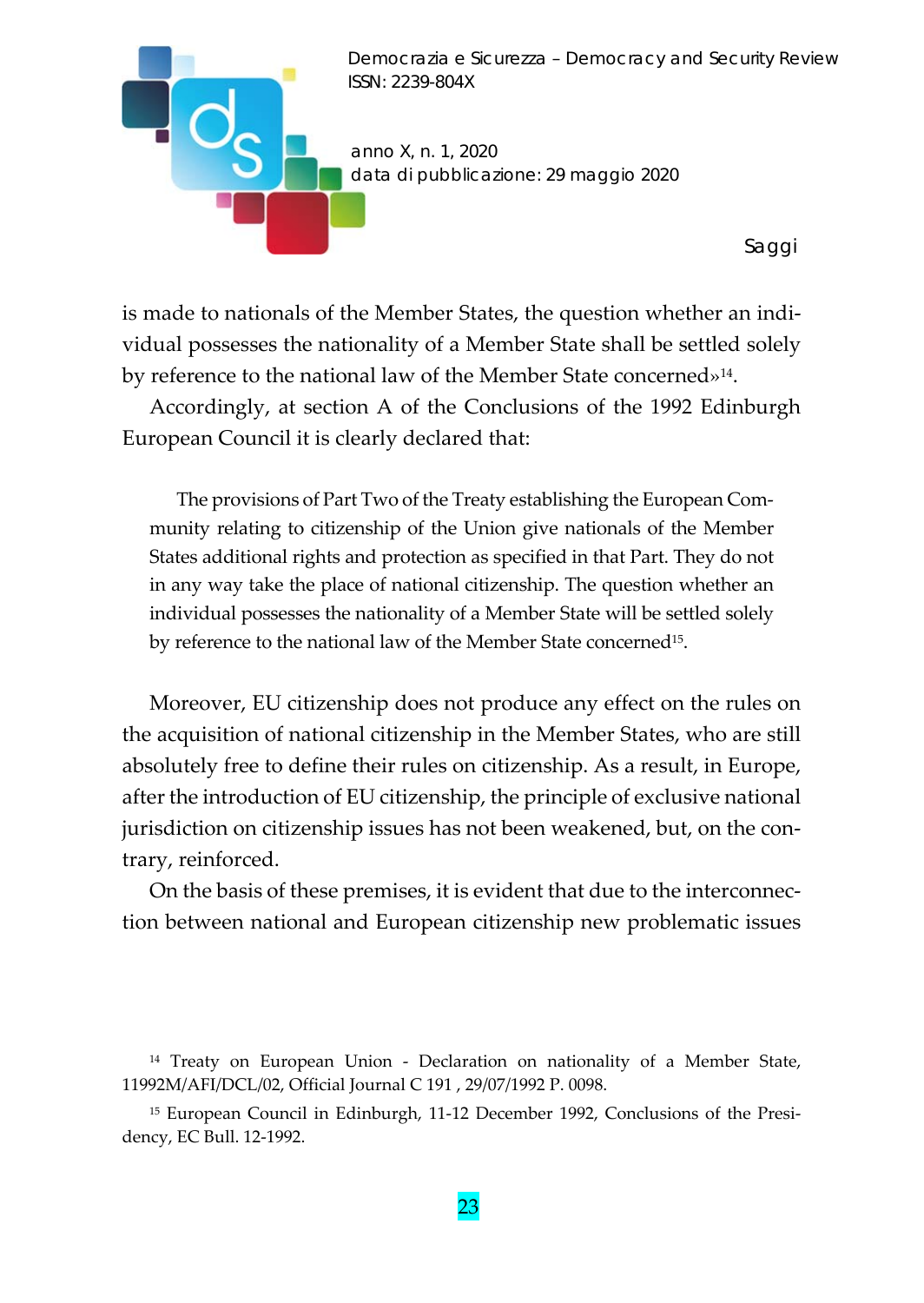is made to nationals of the Member States, the question whether an individual possesses the nationality of a Member State shall be settled solely by reference to the national law of the Member State concerned»[14].

Accordingly, at section A of the Conclusions of the 1992 Edinburgh European Council it is clearly declared that:

> The provisions of Part Two of the Treaty establishing the European Community relating to citizenship of the Union give nationals of the Member States additional rights and protection as specified in that Part. They do not in any way take the place of national citizenship. The question whether an individual possesses the nationality of a Member State will be settled solely by reference to the national law of the Member State concerned[15].

Moreover, EU citizenship does not produce any effect on the rules on the acquisition of national citizenship in the Member States, who are still absolutely free to define their rules on citizenship. As a result, in Europe, after the introduction of EU citizenship, the principle of exclusive national jurisdiction on citizenship issues has not been weakened, but, on the contrary, reinforced.

On the basis of these premises, it is evident that due to the interconnection between national and European citizenship new problematic issues

[14] Treaty on European Union - Declaration on nationality of a Member State, 11992M/AFI/DCL/02, Official Journal C 191 , 29/07/1992 P. 0098.

[15] European Council in Edinburgh, 11-12 December 1992, Conclusions of the Presidency, EC Bull. 12-1992.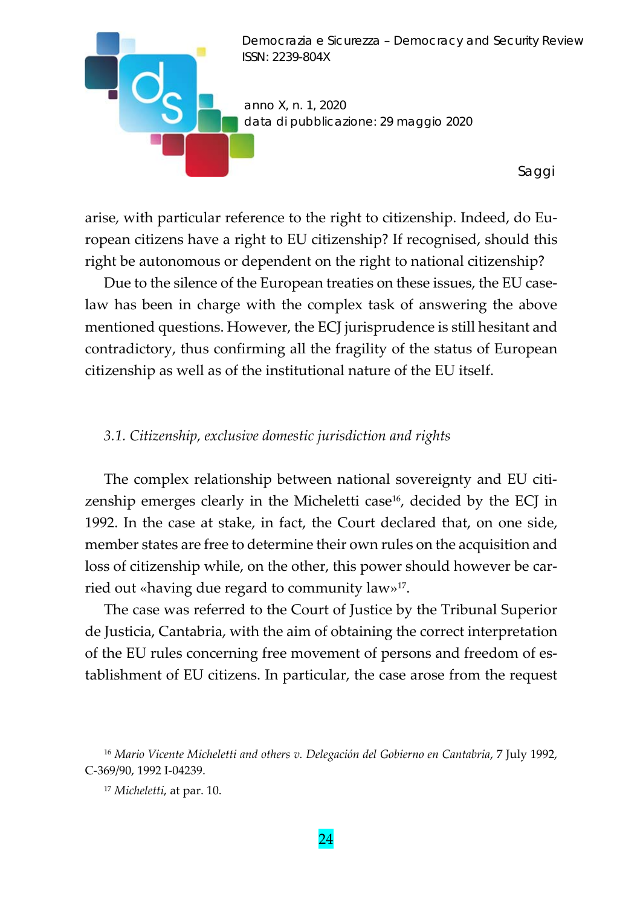arise, with particular reference to the right to citizenship. Indeed, do European citizens have a right to EU citizenship? If recognised, should this right be autonomous or dependent on the right to national citizenship?

Due to the silence of the European treaties on these issues, the EU case-law has been in charge with the complex task of answering the above mentioned questions. However, the ECJ jurisprudence is still hesitant and contradictory, thus confirming all the fragility of the status of European citizenship as well as of the institutional nature of the EU itself.

### *3.1. Citizenship, exclusive domestic jurisdiction and rights*

The complex relationship between national sovereignty and EU citizenship emerges clearly in the Micheletti case[16], decided by the ECJ in 1992. In the case at stake, in fact, the Court declared that, on one side, member states are free to determine their own rules on the acquisition and loss of citizenship while, on the other, this power should however be carried out «having due regard to community law»[17].

The case was referred to the Court of Justice by the Tribunal Superior de Justicia, Cantabria, with the aim of obtaining the correct interpretation of the EU rules concerning free movement of persons and freedom of establishment of EU citizens. In particular, the case arose from the request

[16] *Mario Vicente Micheletti and others v. Delegación del Gobierno en Cantabria*, 7 July 1992, C-369/90, 1992 I-04239.

[17] *Micheletti*, at par. 10.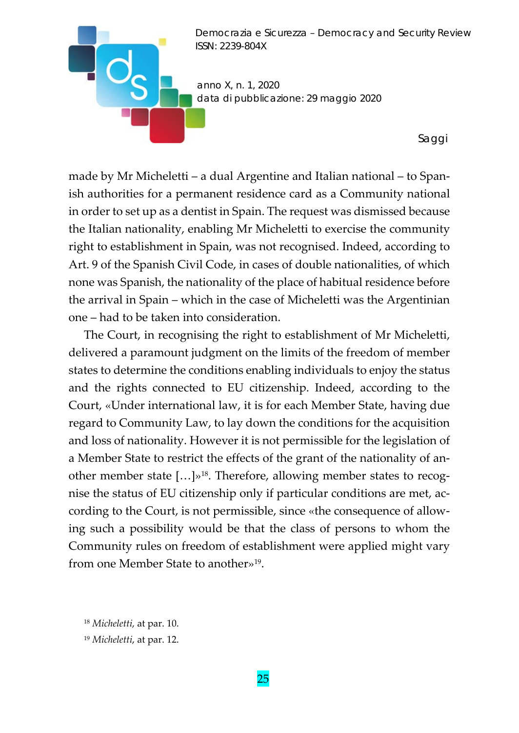made by Mr Micheletti – a dual Argentine and Italian national – to Spanish authorities for a permanent residence card as a Community national in order to set up as a dentist in Spain. The request was dismissed because the Italian nationality, enabling Mr Micheletti to exercise the community right to establishment in Spain, was not recognised. Indeed, according to Art. 9 of the Spanish Civil Code, in cases of double nationalities, of which none was Spanish, the nationality of the place of habitual residence before the arrival in Spain – which in the case of Micheletti was the Argentinian one – had to be taken into consideration.

The Court, in recognising the right to establishment of Mr Micheletti, delivered a paramount judgment on the limits of the freedom of member states to determine the conditions enabling individuals to enjoy the status and the rights connected to EU citizenship. Indeed, according to the Court, «Under international law, it is for each Member State, having due regard to Community Law, to lay down the conditions for the acquisition and loss of nationality. However it is not permissible for the legislation of a Member State to restrict the effects of the grant of the nationality of another member state […]»[18]. Therefore, allowing member states to recognise the status of EU citizenship only if particular conditions are met, according to the Court, is not permissible, since «the consequence of allowing such a possibility would be that the class of persons to whom the Community rules on freedom of establishment were applied might vary from one Member State to another»[19].

[18] *Micheletti*, at par. 10.

[19] *Micheletti*, at par. 12.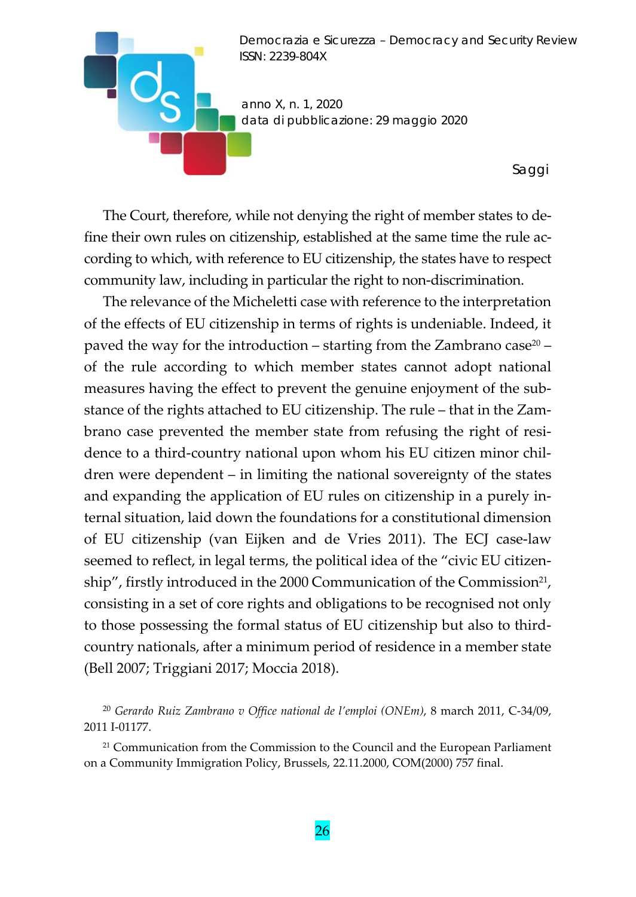The Court, therefore, while not denying the right of member states to define their own rules on citizenship, established at the same time the rule according to which, with reference to EU citizenship, the states have to respect community law, including in particular the right to non-discrimination.

The relevance of the Micheletti case with reference to the interpretation of the effects of EU citizenship in terms of rights is undeniable. Indeed, it paved the way for the introduction – starting from the Zambrano case[20] – of the rule according to which member states cannot adopt national measures having the effect to prevent the genuine enjoyment of the substance of the rights attached to EU citizenship. The rule – that in the Zambrano case prevented the member state from refusing the right of residence to a third-country national upon whom his EU citizen minor children were dependent – in limiting the national sovereignty of the states and expanding the application of EU rules on citizenship in a purely internal situation, laid down the foundations for a constitutional dimension of EU citizenship (van Eijken and de Vries 2011). The ECJ case-law seemed to reflect, in legal terms, the political idea of the "civic EU citizenship", firstly introduced in the 2000 Communication of the Commission[21], consisting in a set of core rights and obligations to be recognised not only to those possessing the formal status of EU citizenship but also to third-country nationals, after a minimum period of residence in a member state (Bell 2007; Triggiani 2017; Moccia 2018).

[20] *Gerardo Ruiz Zambrano v Office national de l'emploi (ONEm)*, 8 march 2011, C-34/09, 2011 I-01177.

[21] Communication from the Commission to the Council and the European Parliament on a Community Immigration Policy, Brussels, 22.11.2000, COM(2000) 757 final.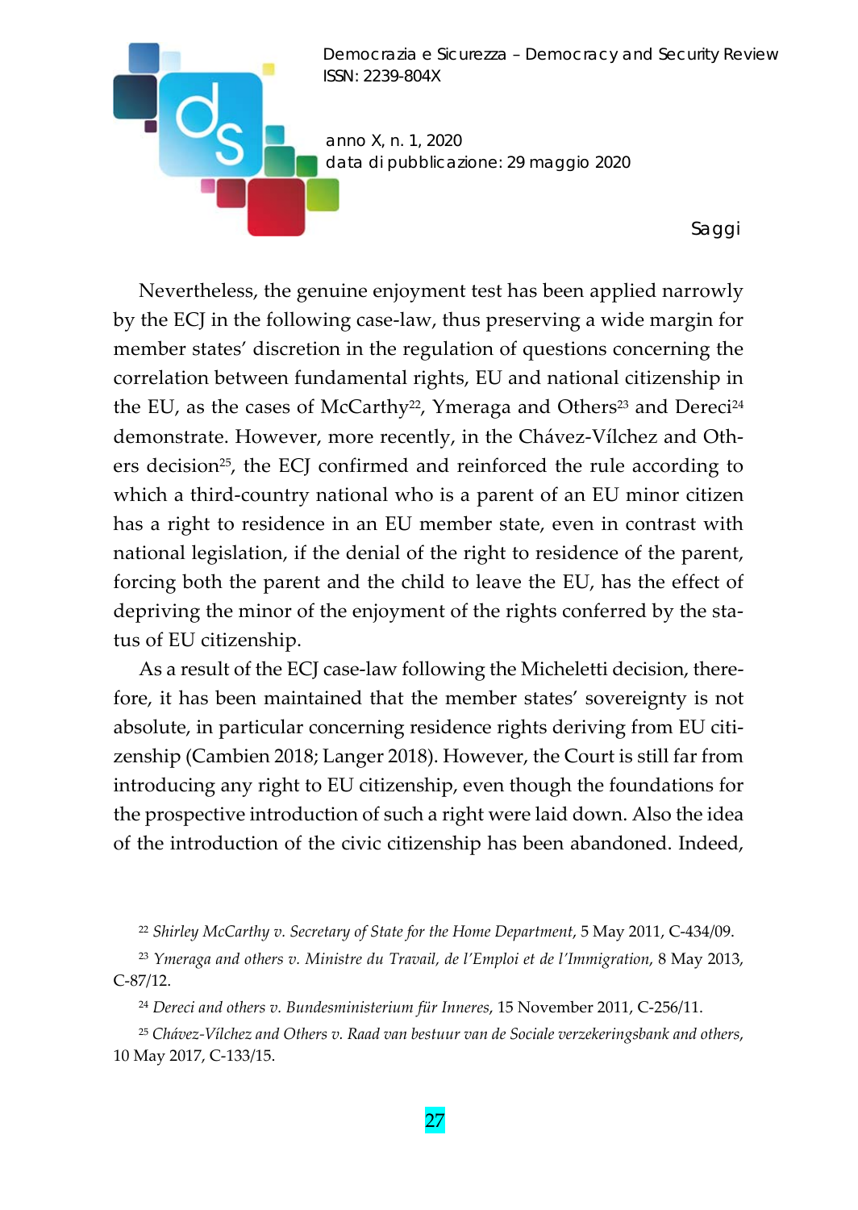Nevertheless, the genuine enjoyment test has been applied narrowly by the ECJ in the following case-law, thus preserving a wide margin for member states' discretion in the regulation of questions concerning the correlation between fundamental rights, EU and national citizenship in the EU, as the cases of McCarthy[22], Ymeraga and Others[23] and Dereci[24] demonstrate. However, more recently, in the Chávez-Vílchez and Others decision[25], the ECJ confirmed and reinforced the rule according to which a third-country national who is a parent of an EU minor citizen has a right to residence in an EU member state, even in contrast with national legislation, if the denial of the right to residence of the parent, forcing both the parent and the child to leave the EU, has the effect of depriving the minor of the enjoyment of the rights conferred by the status of EU citizenship.

As a result of the ECJ case-law following the Micheletti decision, therefore, it has been maintained that the member states' sovereignty is not absolute, in particular concerning residence rights deriving from EU citizenship (Cambien 2018; Langer 2018). However, the Court is still far from introducing any right to EU citizenship, even though the foundations for the prospective introduction of such a right were laid down. Also the idea of the introduction of the civic citizenship has been abandoned. Indeed,

---

[22] *Shirley McCarthy v. Secretary of State for the Home Department*, 5 May 2011, C-434/09.

[23] *Ymeraga and others v. Ministre du Travail, de l'Emploi et de l'Immigration*, 8 May 2013, C-87/12.

[24] *Dereci and others v. Bundesministerium für Inneres*, 15 November 2011, C-256/11.

[25] *Chávez-Vílchez and Others v. Raad van bestuur van de Sociale verzekeringsbank and others*, 10 May 2017, C-133/15.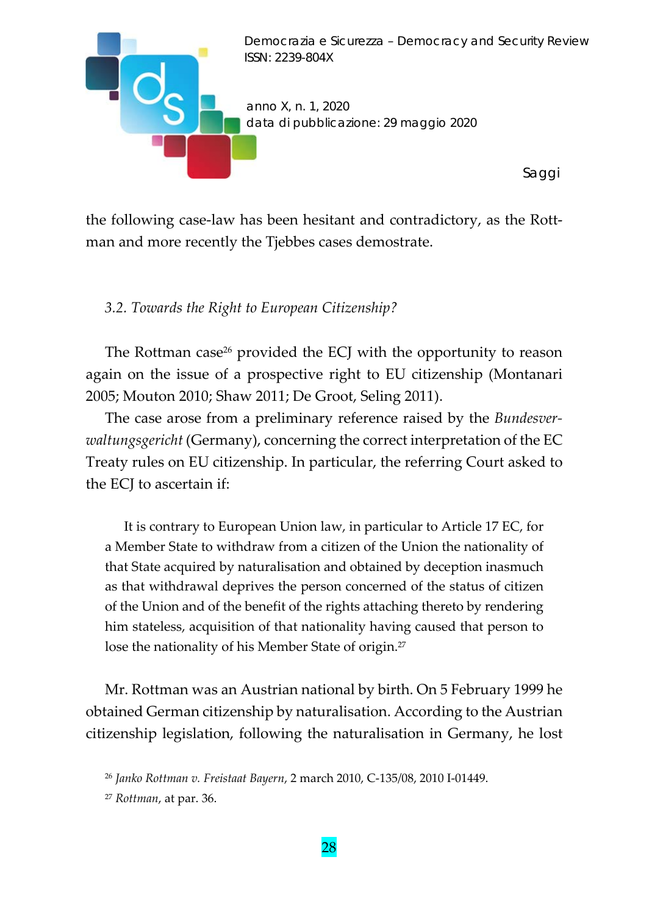the following case-law has been hesitant and contradictory, as the Rottman and more recently the Tjebbes cases demostrate.

### *3.2. Towards the Right to European Citizenship?*

The Rottman case[26] provided the ECJ with the opportunity to reason again on the issue of a prospective right to EU citizenship (Montanari 2005; Mouton 2010; Shaw 2011; De Groot, Seling 2011).

The case arose from a preliminary reference raised by the *Bundesverwaltungsgericht* (Germany), concerning the correct interpretation of the EC Treaty rules on EU citizenship. In particular, the referring Court asked to the ECJ to ascertain if:

> It is contrary to European Union law, in particular to Article 17 EC, for a Member State to withdraw from a citizen of the Union the nationality of that State acquired by naturalisation and obtained by deception inasmuch as that withdrawal deprives the person concerned of the status of citizen of the Union and of the benefit of the rights attaching thereto by rendering him stateless, acquisition of that nationality having caused that person to lose the nationality of his Member State of origin.[27]

Mr. Rottman was an Austrian national by birth. On 5 February 1999 he obtained German citizenship by naturalisation. According to the Austrian citizenship legislation, following the naturalisation in Germany, he lost

[26] *Janko Rottman v. Freistaat Bayern*, 2 march 2010, C-135/08, 2010 I-01449.

[27] *Rottman*, at par. 36.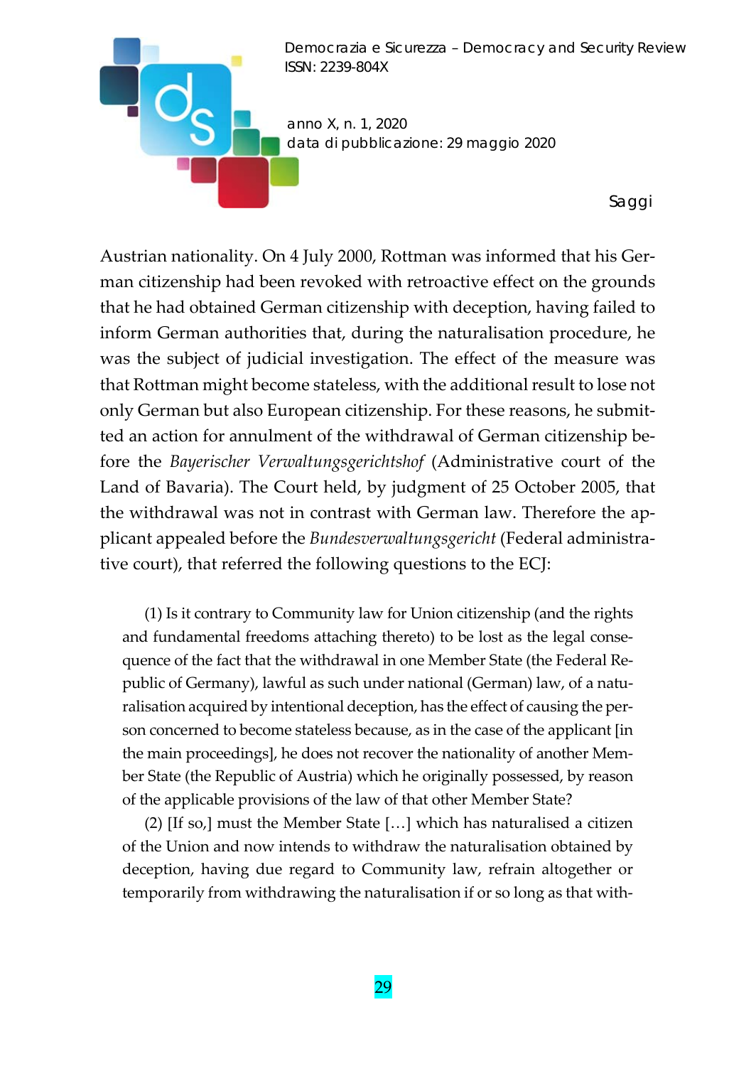Austrian nationality. On 4 July 2000, Rottman was informed that his German citizenship had been revoked with retroactive effect on the grounds that he had obtained German citizenship with deception, having failed to inform German authorities that, during the naturalisation procedure, he was the subject of judicial investigation. The effect of the measure was that Rottman might become stateless, with the additional result to lose not only German but also European citizenship. For these reasons, he submitted an action for annulment of the withdrawal of German citizenship before the *Bayerischer Verwaltungsgerichtshof* (Administrative court of the Land of Bavaria). The Court held, by judgment of 25 October 2005, that the withdrawal was not in contrast with German law. Therefore the applicant appealed before the *Bundesverwaltungsgericht* (Federal administrative court), that referred the following questions to the ECJ:

> (1) Is it contrary to Community law for Union citizenship (and the rights and fundamental freedoms attaching thereto) to be lost as the legal consequence of the fact that the withdrawal in one Member State (the Federal Republic of Germany), lawful as such under national (German) law, of a naturalisation acquired by intentional deception, has the effect of causing the person concerned to become stateless because, as in the case of the applicant [in the main proceedings], he does not recover the nationality of another Member State (the Republic of Austria) which he originally possessed, by reason of the applicable provisions of the law of that other Member State?
>
> (2) [If so,] must the Member State […] which has naturalised a citizen of the Union and now intends to withdraw the naturalisation obtained by deception, having due regard to Community law, refrain altogether or temporarily from withdrawing the naturalisation if or so long as that with-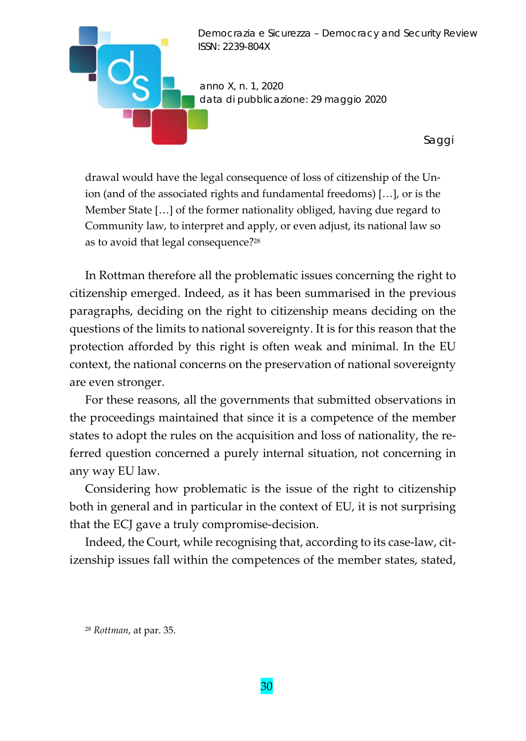> drawal would have the legal consequence of loss of citizenship of the Union (and of the associated rights and fundamental freedoms) […], or is the Member State […] of the former nationality obliged, having due regard to Community law, to interpret and apply, or even adjust, its national law so as to avoid that legal consequence?[28]

In Rottman therefore all the problematic issues concerning the right to citizenship emerged. Indeed, as it has been summarised in the previous paragraphs, deciding on the right to citizenship means deciding on the questions of the limits to national sovereignty. It is for this reason that the protection afforded by this right is often weak and minimal. In the EU context, the national concerns on the preservation of national sovereignty are even stronger.

For these reasons, all the governments that submitted observations in the proceedings maintained that since it is a competence of the member states to adopt the rules on the acquisition and loss of nationality, the referred question concerned a purely internal situation, not concerning in any way EU law.

Considering how problematic is the issue of the right to citizenship both in general and in particular in the context of EU, it is not surprising that the ECJ gave a truly compromise-decision.

Indeed, the Court, while recognising that, according to its case-law, citizenship issues fall within the competences of the member states, stated,

[28] *Rottman*, at par. 35.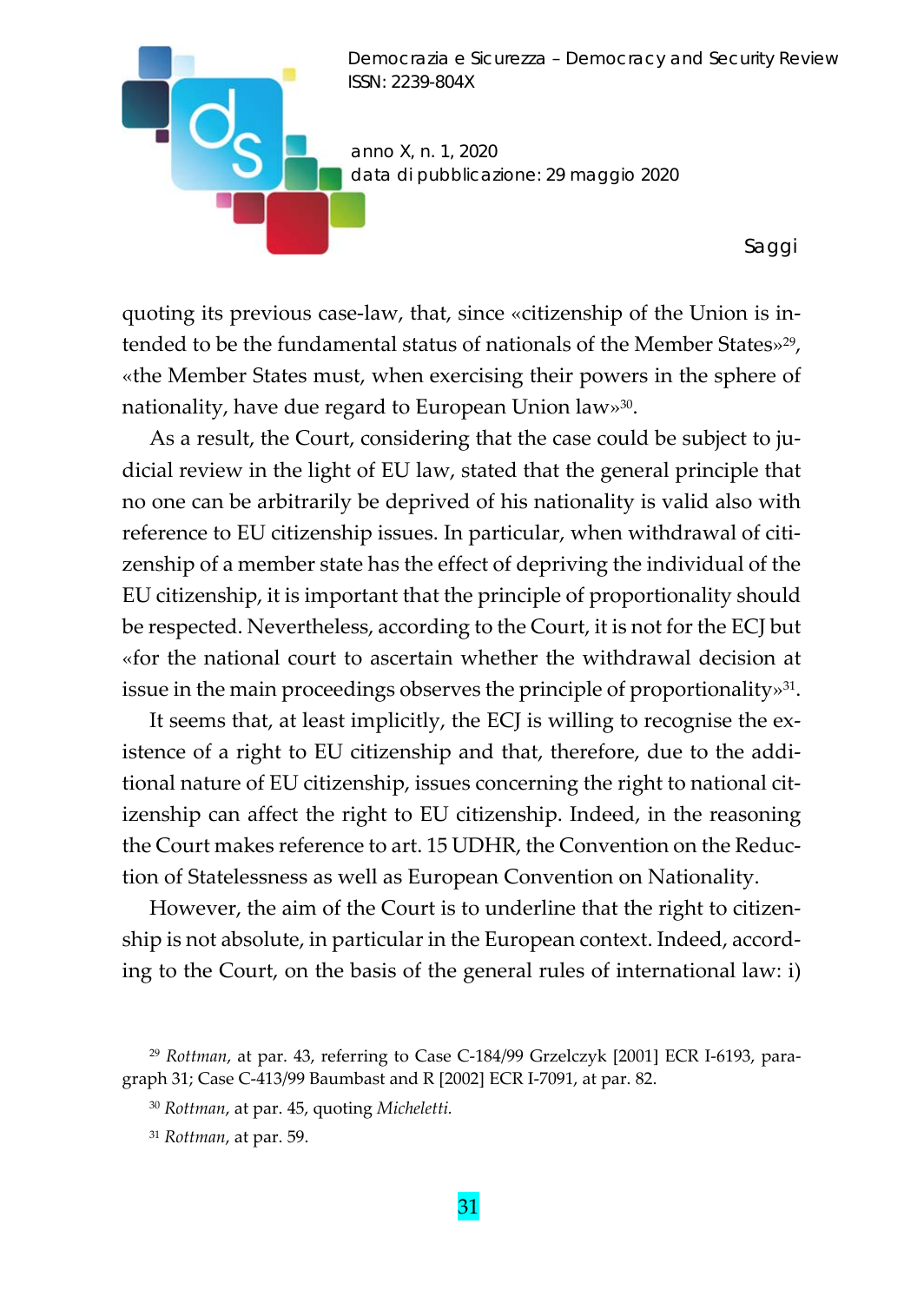quoting its previous case-law, that, since «citizenship of the Union is intended to be the fundamental status of nationals of the Member States»[29], «the Member States must, when exercising their powers in the sphere of nationality, have due regard to European Union law»[30].

As a result, the Court, considering that the case could be subject to judicial review in the light of EU law, stated that the general principle that no one can be arbitrarily be deprived of his nationality is valid also with reference to EU citizenship issues. In particular, when withdrawal of citizenship of a member state has the effect of depriving the individual of the EU citizenship, it is important that the principle of proportionality should be respected. Nevertheless, according to the Court, it is not for the ECJ but «for the national court to ascertain whether the withdrawal decision at issue in the main proceedings observes the principle of proportionality»[31].

It seems that, at least implicitly, the ECJ is willing to recognise the existence of a right to EU citizenship and that, therefore, due to the additional nature of EU citizenship, issues concerning the right to national citizenship can affect the right to EU citizenship. Indeed, in the reasoning the Court makes reference to art. 15 UDHR, the Convention on the Reduction of Statelessness as well as European Convention on Nationality.

However, the aim of the Court is to underline that the right to citizenship is not absolute, in particular in the European context. Indeed, according to the Court, on the basis of the general rules of international law: i)

---

[29] *Rottman*, at par. 43, referring to Case C-184/99 Grzelczyk [2001] ECR I-6193, paragraph 31; Case C-413/99 Baumbast and R [2002] ECR I-7091, at par. 82.

[30] *Rottman*, at par. 45, quoting *Micheletti.*

[31] *Rottman*, at par. 59.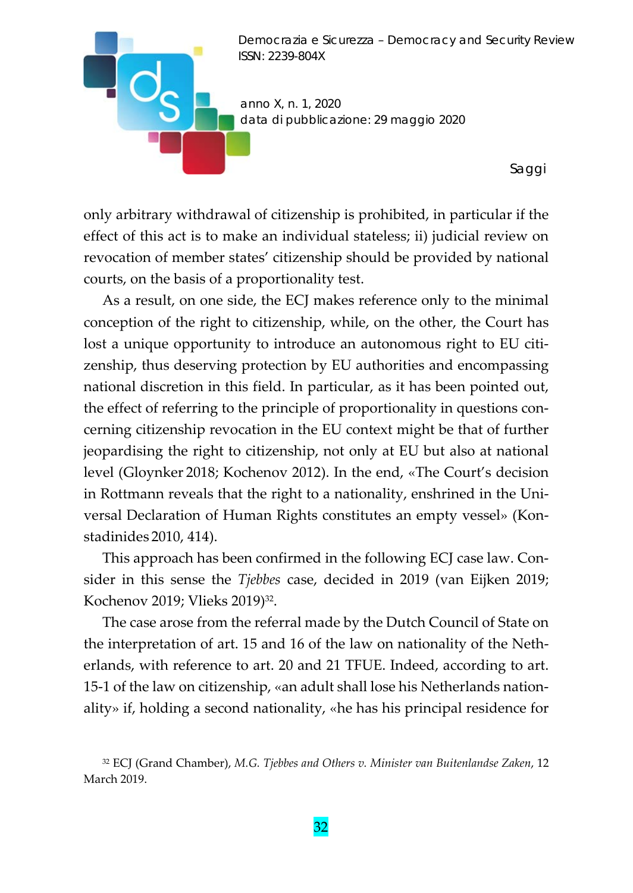only arbitrary withdrawal of citizenship is prohibited, in particular if the effect of this act is to make an individual stateless; ii) judicial review on revocation of member states' citizenship should be provided by national courts, on the basis of a proportionality test.

As a result, on one side, the ECJ makes reference only to the minimal conception of the right to citizenship, while, on the other, the Court has lost a unique opportunity to introduce an autonomous right to EU citizenship, thus deserving protection by EU authorities and encompassing national discretion in this field. In particular, as it has been pointed out, the effect of referring to the principle of proportionality in questions concerning citizenship revocation in the EU context might be that of further jeopardising the right to citizenship, not only at EU but also at national level (Gloynker 2018; Kochenov 2012). In the end, «The Court's decision in Rottmann reveals that the right to a nationality, enshrined in the Universal Declaration of Human Rights constitutes an empty vessel» (Konstadinides 2010, 414).

This approach has been confirmed in the following ECJ case law. Consider in this sense the *Tjebbes* case, decided in 2019 (van Eijken 2019; Kochenov 2019; Vlieks 2019)[32].

The case arose from the referral made by the Dutch Council of State on the interpretation of art. 15 and 16 of the law on nationality of the Netherlands, with reference to art. 20 and 21 TFUE. Indeed, according to art. 15-1 of the law on citizenship, «an adult shall lose his Netherlands nationality» if, holding a second nationality, «he has his principal residence for

[32] ECJ (Grand Chamber), *M.G. Tjebbes and Others v. Minister van Buitenlandse Zaken*, 12 March 2019.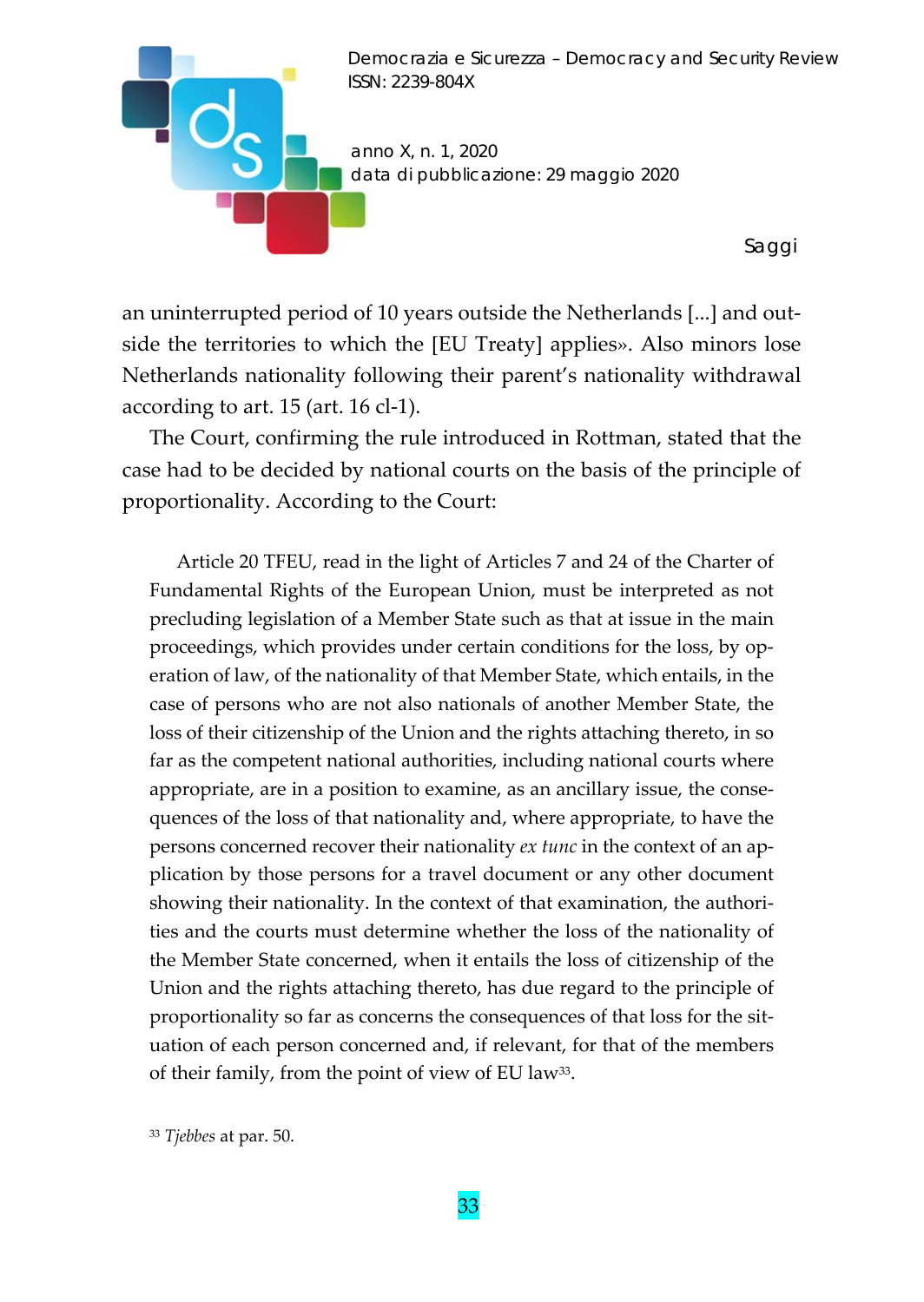an uninterrupted period of 10 years outside the Netherlands [...] and outside the territories to which the [EU Treaty] applies». Also minors lose Netherlands nationality following their parent's nationality withdrawal according to art. 15 (art. 16 cl-1).

The Court, confirming the rule introduced in Rottman, stated that the case had to be decided by national courts on the basis of the principle of proportionality. According to the Court:

> Article 20 TFEU, read in the light of Articles 7 and 24 of the Charter of Fundamental Rights of the European Union, must be interpreted as not precluding legislation of a Member State such as that at issue in the main proceedings, which provides under certain conditions for the loss, by operation of law, of the nationality of that Member State, which entails, in the case of persons who are not also nationals of another Member State, the loss of their citizenship of the Union and the rights attaching thereto, in so far as the competent national authorities, including national courts where appropriate, are in a position to examine, as an ancillary issue, the consequences of the loss of that nationality and, where appropriate, to have the persons concerned recover their nationality *ex tunc* in the context of an application by those persons for a travel document or any other document showing their nationality. In the context of that examination, the authorities and the courts must determine whether the loss of the nationality of the Member State concerned, when it entails the loss of citizenship of the Union and the rights attaching thereto, has due regard to the principle of proportionality so far as concerns the consequences of that loss for the situation of each person concerned and, if relevant, for that of the members of their family, from the point of view of EU law[33].

[33] *Tjebbes* at par. 50.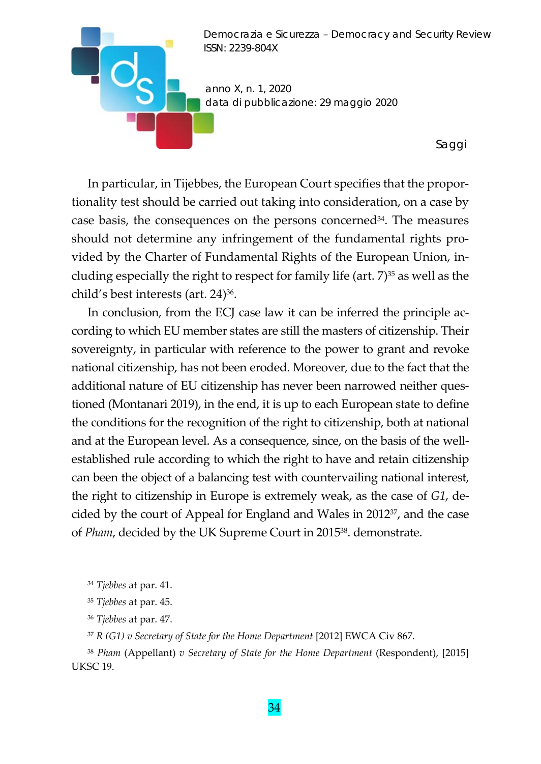In particular, in Tijebbes, the European Court specifies that the proportionality test should be carried out taking into consideration, on a case by case basis, the consequences on the persons concerned[34]. The measures should not determine any infringement of the fundamental rights provided by the Charter of Fundamental Rights of the European Union, including especially the right to respect for family life (art. 7)[35] as well as the child's best interests (art. 24)[36].

In conclusion, from the ECJ case law it can be inferred the principle according to which EU member states are still the masters of citizenship. Their sovereignty, in particular with reference to the power to grant and revoke national citizenship, has not been eroded. Moreover, due to the fact that the additional nature of EU citizenship has never been narrowed neither questioned (Montanari 2019), in the end, it is up to each European state to define the conditions for the recognition of the right to citizenship, both at national and at the European level. As a consequence, since, on the basis of the well-established rule according to which the right to have and retain citizenship can been the object of a balancing test with countervailing national interest, the right to citizenship in Europe is extremely weak, as the case of *G1*, decided by the court of Appeal for England and Wales in 2012[37], and the case of *Pham*, decided by the UK Supreme Court in 2015[38]. demonstrate.

[34] *Tjebbes* at par. 41.

[35] *Tjebbes* at par. 45.

[36] *Tjebbes* at par. 47.

[37] *R (G1) v Secretary of State for the Home Department* [2012] EWCA Civ 867.

[38] *Pham* (Appellant) *v Secretary of State for the Home Department* (Respondent), [2015] UKSC 19.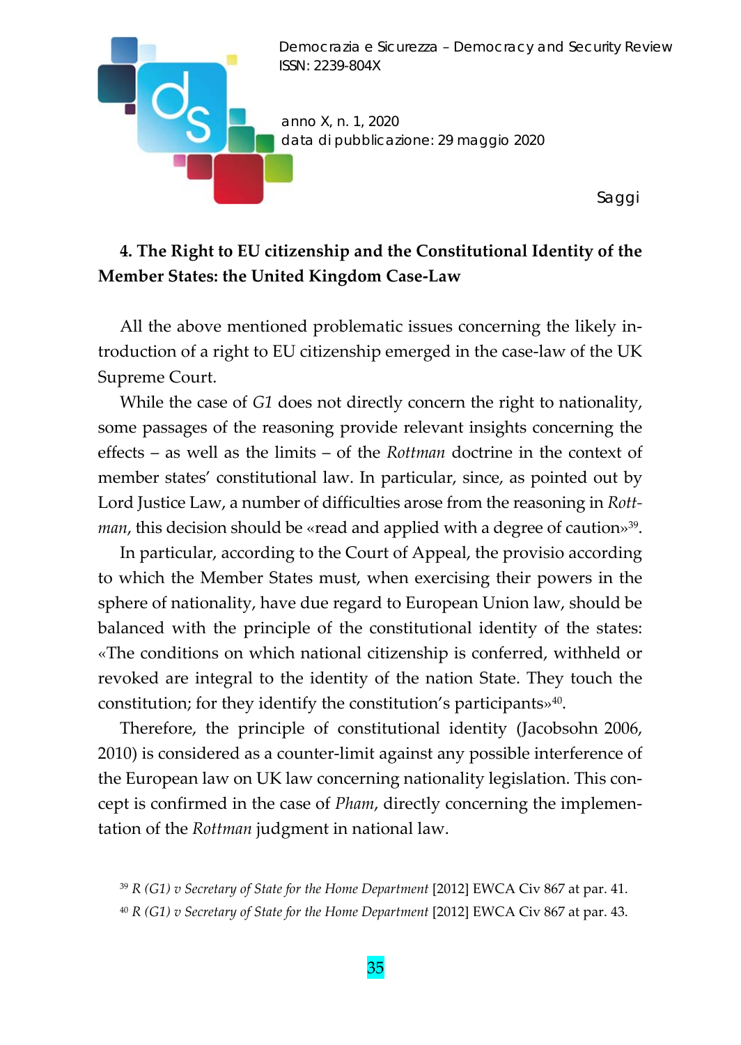## 4. The Right to EU citizenship and the Constitutional Identity of the Member States: the United Kingdom Case-Law

All the above mentioned problematic issues concerning the likely introduction of a right to EU citizenship emerged in the case-law of the UK Supreme Court.

While the case of *G1* does not directly concern the right to nationality, some passages of the reasoning provide relevant insights concerning the effects – as well as the limits – of the *Rottman* doctrine in the context of member states' constitutional law. In particular, since, as pointed out by Lord Justice Law, a number of difficulties arose from the reasoning in *Rottman*, this decision should be «read and applied with a degree of caution»[39].

In particular, according to the Court of Appeal, the provisio according to which the Member States must, when exercising their powers in the sphere of nationality, have due regard to European Union law, should be balanced with the principle of the constitutional identity of the states: «The conditions on which national citizenship is conferred, withheld or revoked are integral to the identity of the nation State. They touch the constitution; for they identify the constitution's participants»[40].

Therefore, the principle of constitutional identity (Jacobsohn 2006, 2010) is considered as a counter-limit against any possible interference of the European law on UK law concerning nationality legislation. This concept is confirmed in the case of *Pham*, directly concerning the implementation of the *Rottman* judgment in national law.

[39] *R (G1) v Secretary of State for the Home Department* [2012] EWCA Civ 867 at par. 41.

[40] *R (G1) v Secretary of State for the Home Department* [2012] EWCA Civ 867 at par. 43.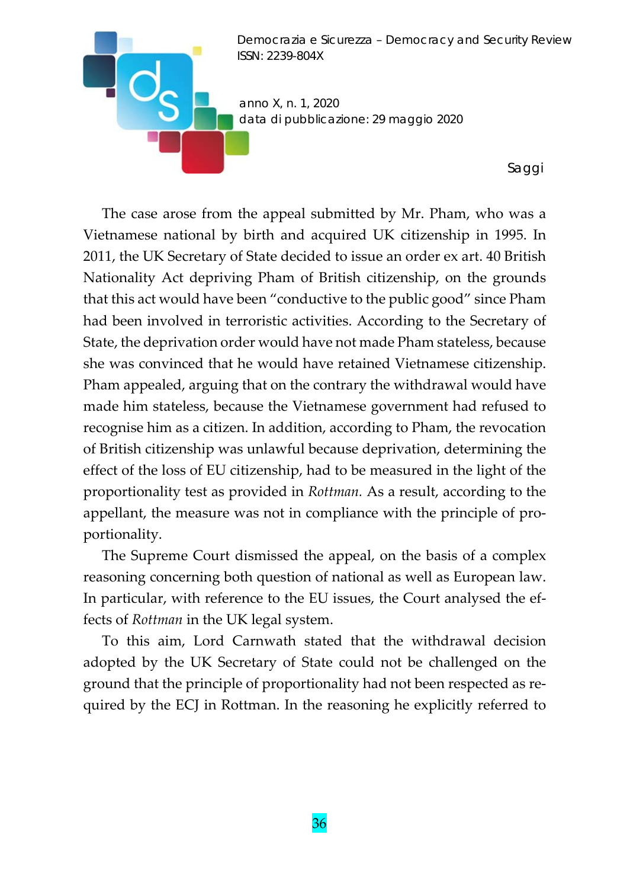The case arose from the appeal submitted by Mr. Pham, who was a Vietnamese national by birth and acquired UK citizenship in 1995. In 2011, the UK Secretary of State decided to issue an order ex art. 40 British Nationality Act depriving Pham of British citizenship, on the grounds that this act would have been "conductive to the public good" since Pham had been involved in terroristic activities. According to the Secretary of State, the deprivation order would have not made Pham stateless, because she was convinced that he would have retained Vietnamese citizenship. Pham appealed, arguing that on the contrary the withdrawal would have made him stateless, because the Vietnamese government had refused to recognise him as a citizen. In addition, according to Pham, the revocation of British citizenship was unlawful because deprivation, determining the effect of the loss of EU citizenship, had to be measured in the light of the proportionality test as provided in *Rottman.* As a result, according to the appellant, the measure was not in compliance with the principle of proportionality.

The Supreme Court dismissed the appeal, on the basis of a complex reasoning concerning both question of national as well as European law. In particular, with reference to the EU issues, the Court analysed the effects of *Rottman* in the UK legal system.

To this aim, Lord Carnwath stated that the withdrawal decision adopted by the UK Secretary of State could not be challenged on the ground that the principle of proportionality had not been respected as required by the ECJ in Rottman. In the reasoning he explicitly referred to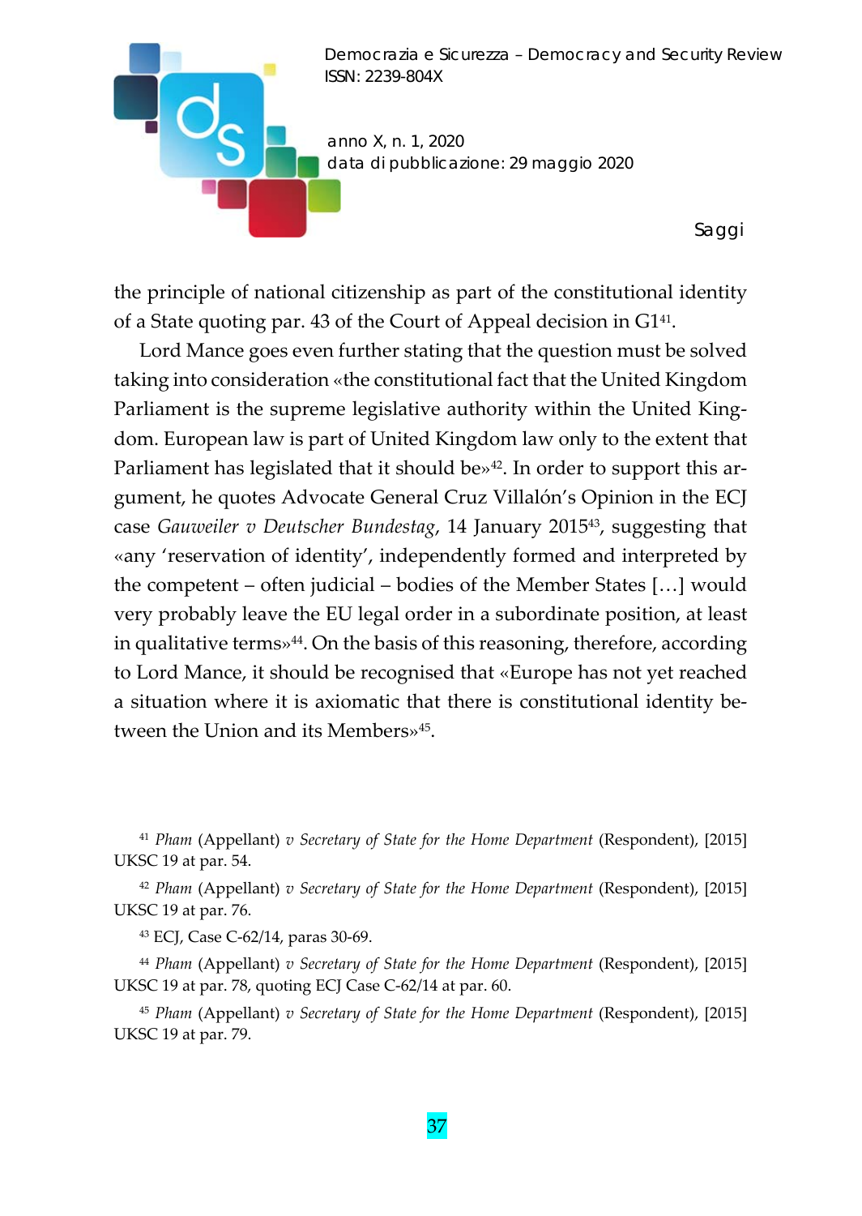the principle of national citizenship as part of the constitutional identity of a State quoting par. 43 of the Court of Appeal decision in G1[41].

Lord Mance goes even further stating that the question must be solved taking into consideration «the constitutional fact that the United Kingdom Parliament is the supreme legislative authority within the United Kingdom. European law is part of United Kingdom law only to the extent that Parliament has legislated that it should be»[42]. In order to support this argument, he quotes Advocate General Cruz Villalón's Opinion in the ECJ case *Gauweiler v Deutscher Bundestag*, 14 January 2015[43], suggesting that «any 'reservation of identity', independently formed and interpreted by the competent – often judicial – bodies of the Member States […] would very probably leave the EU legal order in a subordinate position, at least in qualitative terms»[44]. On the basis of this reasoning, therefore, according to Lord Mance, it should be recognised that «Europe has not yet reached a situation where it is axiomatic that there is constitutional identity between the Union and its Members»[45].

---

[41] *Pham* (Appellant) *v Secretary of State for the Home Department* (Respondent), [2015] UKSC 19 at par. 54.

[42] *Pham* (Appellant) *v Secretary of State for the Home Department* (Respondent), [2015] UKSC 19 at par. 76.

[43] ECJ, Case C-62/14, paras 30-69.

[44] *Pham* (Appellant) *v Secretary of State for the Home Department* (Respondent), [2015] UKSC 19 at par. 78, quoting ECJ Case C-62/14 at par. 60.

[45] *Pham* (Appellant) *v Secretary of State for the Home Department* (Respondent), [2015] UKSC 19 at par. 79.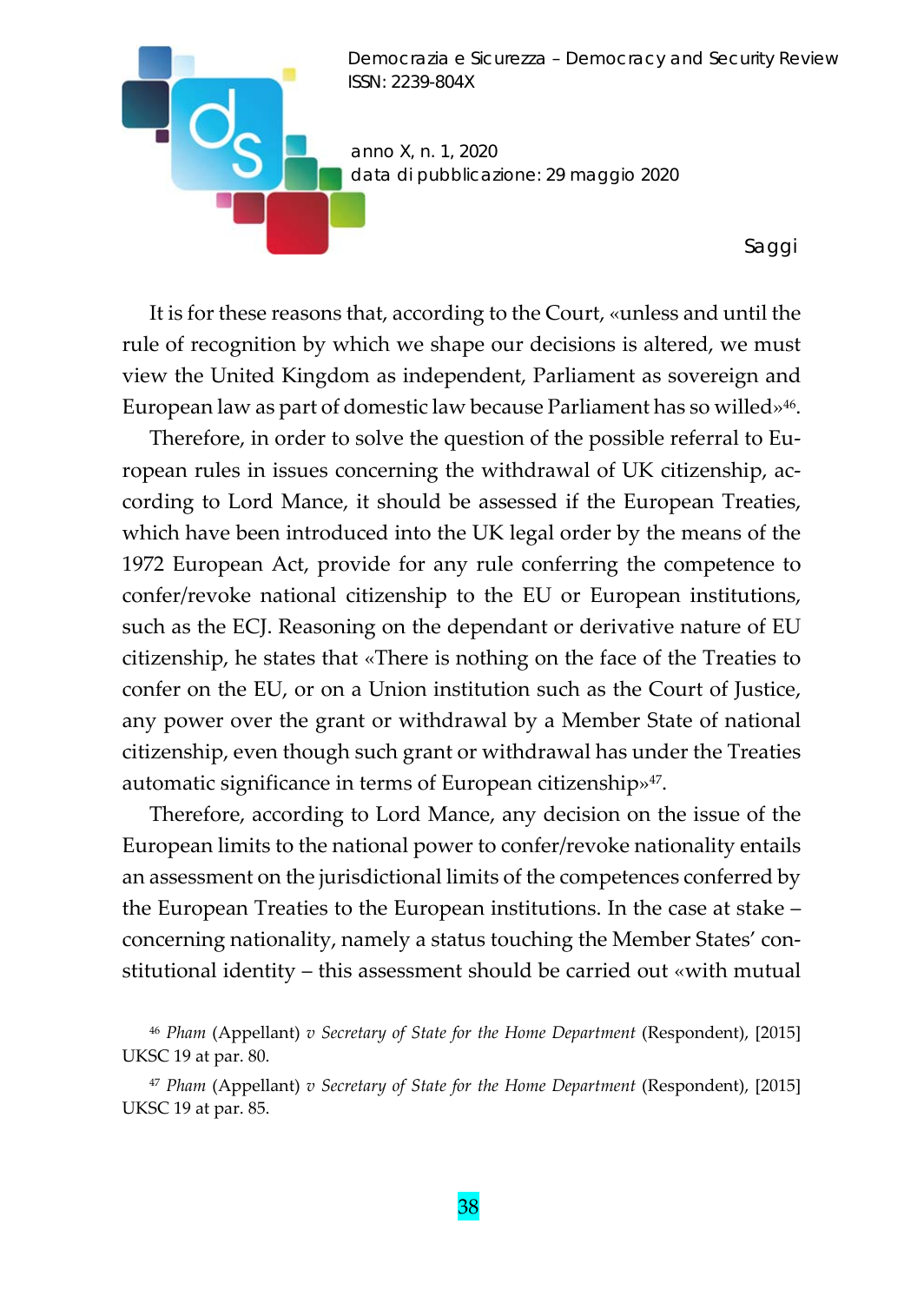It is for these reasons that, according to the Court, «unless and until the rule of recognition by which we shape our decisions is altered, we must view the United Kingdom as independent, Parliament as sovereign and European law as part of domestic law because Parliament has so willed»[46].

Therefore, in order to solve the question of the possible referral to European rules in issues concerning the withdrawal of UK citizenship, according to Lord Mance, it should be assessed if the European Treaties, which have been introduced into the UK legal order by the means of the 1972 European Act, provide for any rule conferring the competence to confer/revoke national citizenship to the EU or European institutions, such as the ECJ. Reasoning on the dependant or derivative nature of EU citizenship, he states that «There is nothing on the face of the Treaties to confer on the EU, or on a Union institution such as the Court of Justice, any power over the grant or withdrawal by a Member State of national citizenship, even though such grant or withdrawal has under the Treaties automatic significance in terms of European citizenship»[47].

Therefore, according to Lord Mance, any decision on the issue of the European limits to the national power to confer/revoke nationality entails an assessment on the jurisdictional limits of the competences conferred by the European Treaties to the European institutions. In the case at stake – concerning nationality, namely a status touching the Member States' constitutional identity – this assessment should be carried out «with mutual

[46] *Pham* (Appellant) *v Secretary of State for the Home Department* (Respondent), [2015] UKSC 19 at par. 80.

[47] *Pham* (Appellant) *v Secretary of State for the Home Department* (Respondent), [2015] UKSC 19 at par. 85.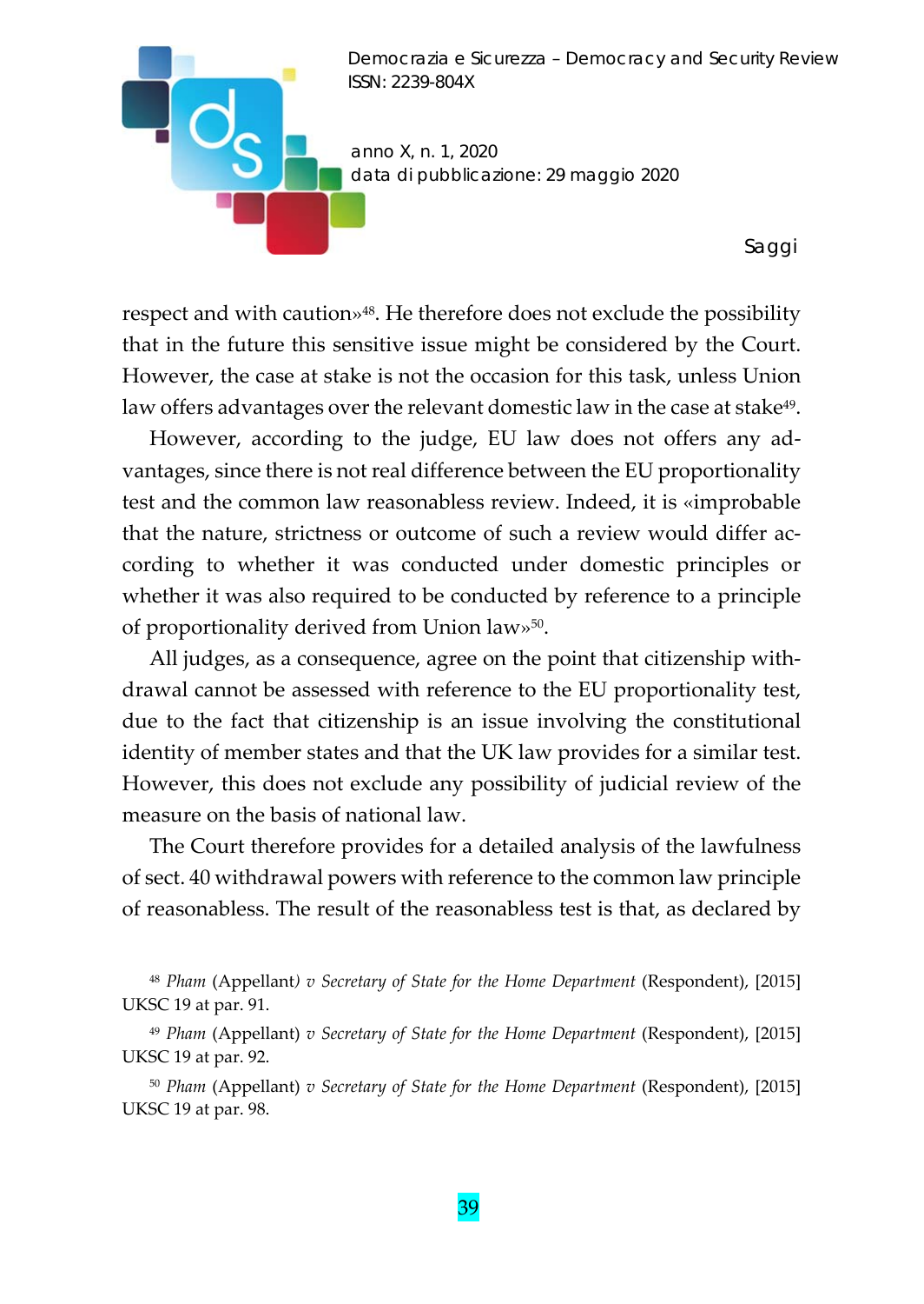respect and with caution»[48]. He therefore does not exclude the possibility that in the future this sensitive issue might be considered by the Court. However, the case at stake is not the occasion for this task, unless Union law offers advantages over the relevant domestic law in the case at stake[49].

However, according to the judge, EU law does not offers any advantages, since there is not real difference between the EU proportionality test and the common law reasonables review. Indeed, it is «improbable that the nature, strictness or outcome of such a review would differ according to whether it was conducted under domestic principles or whether it was also required to be conducted by reference to a principle of proportionality derived from Union law»[50].

All judges, as a consequence, agree on the point that citizenship withdrawal cannot be assessed with reference to the EU proportionality test, due to the fact that citizenship is an issue involving the constitutional identity of member states and that the UK law provides for a similar test. However, this does not exclude any possibility of judicial review of the measure on the basis of national law.

The Court therefore provides for a detailed analysis of the lawfulness of sect. 40 withdrawal powers with reference to the common law principle of reasonables. The result of the reasonables test is that, as declared by

[48] *Pham* (Appellant*) v Secretary of State for the Home Department* (Respondent), [2015] UKSC 19 at par. 91.

[49] *Pham* (Appellant) *v Secretary of State for the Home Department* (Respondent), [2015] UKSC 19 at par. 92.

[50] *Pham* (Appellant) *v Secretary of State for the Home Department* (Respondent), [2015] UKSC 19 at par. 98.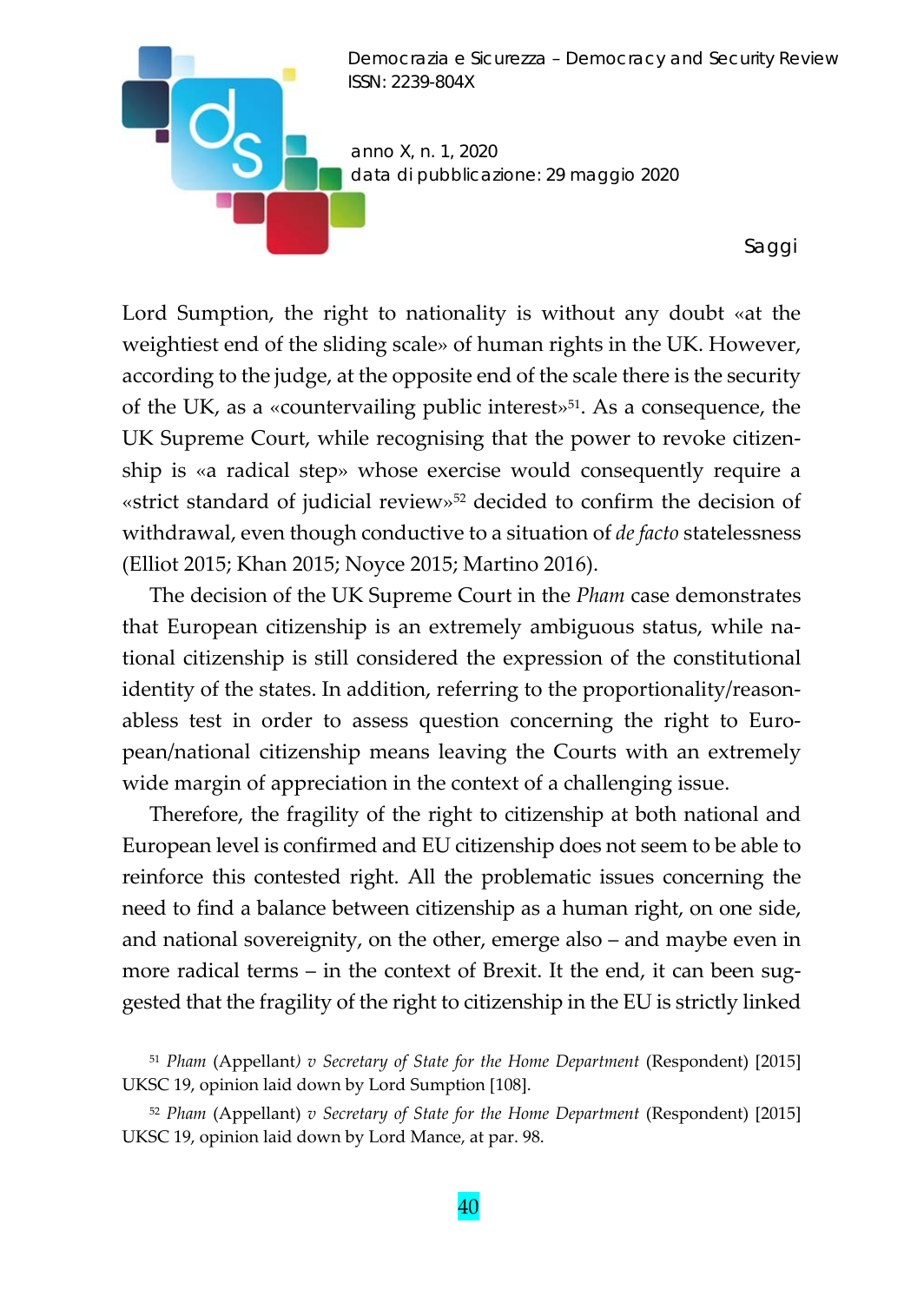Lord Sumption, the right to nationality is without any doubt «at the weightiest end of the sliding scale» of human rights in the UK. However, according to the judge, at the opposite end of the scale there is the security of the UK, as a «countervailing public interest»[51]. As a consequence, the UK Supreme Court, while recognising that the power to revoke citizenship is «a radical step» whose exercise would consequently require a «strict standard of judicial review»[52] decided to confirm the decision of withdrawal, even though conductive to a situation of *de facto* statelessness (Elliot 2015; Khan 2015; Noyce 2015; Martino 2016).

The decision of the UK Supreme Court in the *Pham* case demonstrates that European citizenship is an extremely ambiguous status, while national citizenship is still considered the expression of the constitutional identity of the states. In addition, referring to the proportionality/reasonabless test in order to assess question concerning the right to European/national citizenship means leaving the Courts with an extremely wide margin of appreciation in the context of a challenging issue.

Therefore, the fragility of the right to citizenship at both national and European level is confirmed and EU citizenship does not seem to be able to reinforce this contested right. All the problematic issues concerning the need to find a balance between citizenship as a human right, on one side, and national sovereignty, on the other, emerge also – and maybe even in more radical terms – in the context of Brexit. It the end, it can been suggested that the fragility of the right to citizenship in the EU is strictly linked

[51] *Pham* (Appellant*) v Secretary of State for the Home Department* (Respondent) [2015] UKSC 19, opinion laid down by Lord Sumption [108].

[52] *Pham* (Appellant) *v Secretary of State for the Home Department* (Respondent) [2015] UKSC 19, opinion laid down by Lord Mance, at par. 98.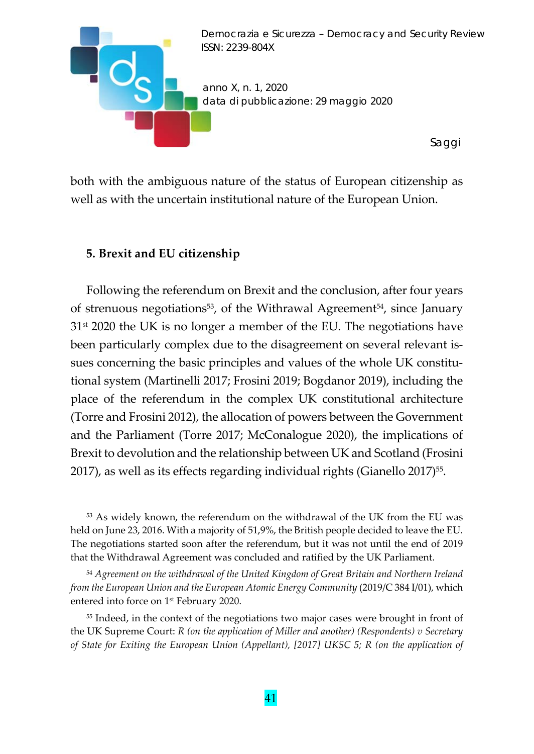both with the ambiguous nature of the status of European citizenship as well as with the uncertain institutional nature of the European Union.

## 5. Brexit and EU citizenship

Following the referendum on Brexit and the conclusion, after four years of strenuous negotiations[53], of the Withrawal Agreement[54], since January 31st 2020 the UK is no longer a member of the EU. The negotiations have been particularly complex due to the disagreement on several relevant issues concerning the basic principles and values of the whole UK constitutional system (Martinelli 2017; Frosini 2019; Bogdanor 2019), including the place of the referendum in the complex UK constitutional architecture (Torre and Frosini 2012), the allocation of powers between the Government and the Parliament (Torre 2017; McConalogue 2020), the implications of Brexit to devolution and the relationship between UK and Scotland (Frosini 2017), as well as its effects regarding individual rights (Gianello 2017)[55].

[53] As widely known, the referendum on the withdrawal of the UK from the EU was held on June 23, 2016. With a majority of 51,9%, the British people decided to leave the EU. The negotiations started soon after the referendum, but it was not until the end of 2019 that the Withdrawal Agreement was concluded and ratified by the UK Parliament.

[54] *Agreement on the withdrawal of the United Kingdom of Great Britain and Northern Ireland from the European Union and the European Atomic Energy Community* (2019/C 384 I/01), which entered into force on 1st February 2020.

[55] Indeed, in the context of the negotiations two major cases were brought in front of the UK Supreme Court: *R (on the application of Miller and another) (Respondents) v Secretary of State for Exiting the European Union (Appellant), [2017] UKSC 5; R (on the application of*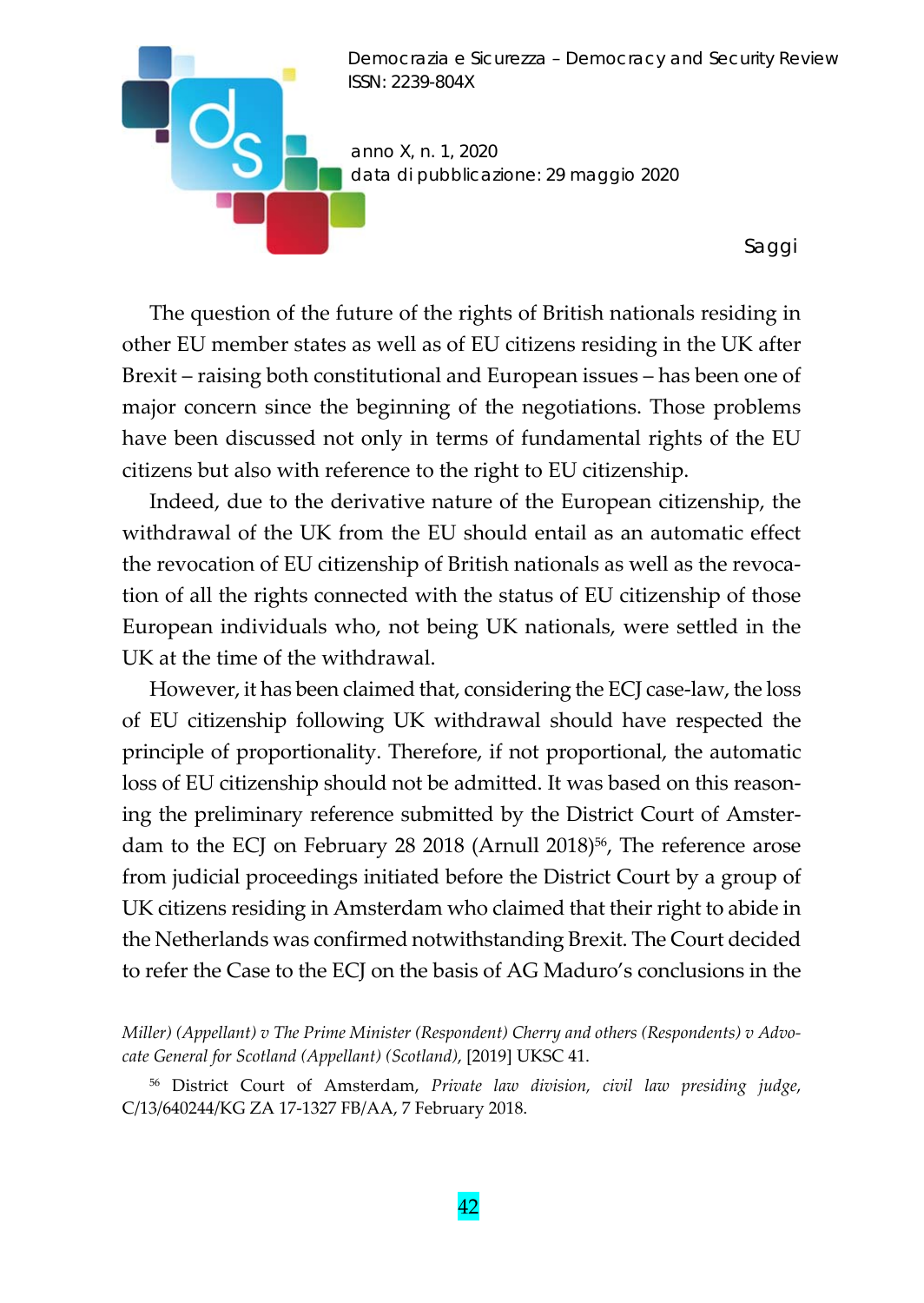The question of the future of the rights of British nationals residing in other EU member states as well as of EU citizens residing in the UK after Brexit – raising both constitutional and European issues – has been one of major concern since the beginning of the negotiations. Those problems have been discussed not only in terms of fundamental rights of the EU citizens but also with reference to the right to EU citizenship.

Indeed, due to the derivative nature of the European citizenship, the withdrawal of the UK from the EU should entail as an automatic effect the revocation of EU citizenship of British nationals as well as the revocation of all the rights connected with the status of EU citizenship of those European individuals who, not being UK nationals, were settled in the UK at the time of the withdrawal.

However, it has been claimed that, considering the ECJ case-law, the loss of EU citizenship following UK withdrawal should have respected the principle of proportionality. Therefore, if not proportional, the automatic loss of EU citizenship should not be admitted. It was based on this reasoning the preliminary reference submitted by the District Court of Amsterdam to the ECJ on February 28 2018 (Arnull 2018)[56], The reference arose from judicial proceedings initiated before the District Court by a group of UK citizens residing in Amsterdam who claimed that their right to abide in the Netherlands was confirmed notwithstanding Brexit. The Court decided to refer the Case to the ECJ on the basis of AG Maduro's conclusions in the

*Miller) (Appellant) v The Prime Minister (Respondent) Cherry and others (Respondents) v Advocate General for Scotland (Appellant) (Scotland)*, [2019] UKSC 41.

[56] District Court of Amsterdam, *Private law division, civil law presiding judge*, C/13/640244/KG ZA 17-1327 FB/AA, 7 February 2018.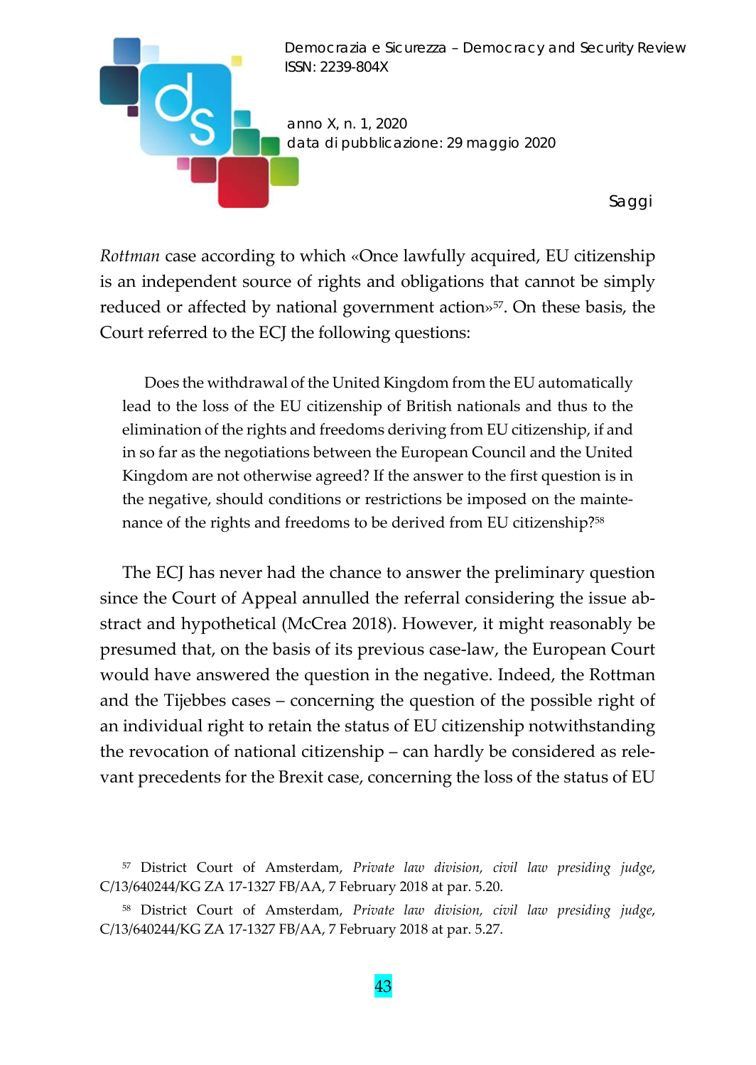*Rottman* case according to which «Once lawfully acquired, EU citizenship is an independent source of rights and obligations that cannot be simply reduced or affected by national government action»[57]. On these basis, the Court referred to the ECJ the following questions:

> Does the withdrawal of the United Kingdom from the EU automatically lead to the loss of the EU citizenship of British nationals and thus to the elimination of the rights and freedoms deriving from EU citizenship, if and in so far as the negotiations between the European Council and the United Kingdom are not otherwise agreed? If the answer to the first question is in the negative, should conditions or restrictions be imposed on the maintenance of the rights and freedoms to be derived from EU citizenship?[58]

The ECJ has never had the chance to answer the preliminary question since the Court of Appeal annulled the referral considering the issue abstract and hypothetical (McCrea 2018). However, it might reasonably be presumed that, on the basis of its previous case-law, the European Court would have answered the question in the negative. Indeed, the Rottman and the Tijebbes cases – concerning the question of the possible right of an individual right to retain the status of EU citizenship notwithstanding the revocation of national citizenship – can hardly be considered as relevant precedents for the Brexit case, concerning the loss of the status of EU

[57] District Court of Amsterdam, *Private law division, civil law presiding judge*, C/13/640244/KG ZA 17-1327 FB/AA, 7 February 2018 at par. 5.20.

[58] District Court of Amsterdam, *Private law division, civil law presiding judge*, C/13/640244/KG ZA 17-1327 FB/AA, 7 February 2018 at par. 5.27.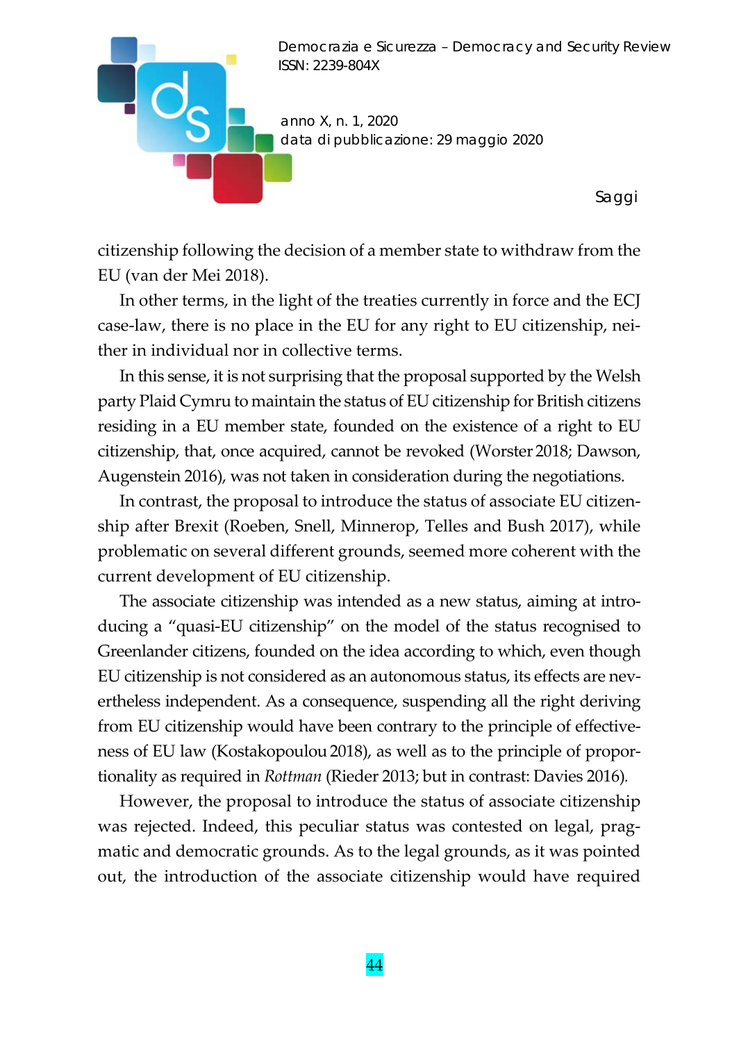citizenship following the decision of a member state to withdraw from the EU (van der Mei 2018).

In other terms, in the light of the treaties currently in force and the ECJ case-law, there is no place in the EU for any right to EU citizenship, neither in individual nor in collective terms.

In this sense, it is not surprising that the proposal supported by the Welsh party Plaid Cymru to maintain the status of EU citizenship for British citizens residing in a EU member state, founded on the existence of a right to EU citizenship, that, once acquired, cannot be revoked (Worster 2018; Dawson, Augenstein 2016), was not taken in consideration during the negotiations.

In contrast, the proposal to introduce the status of associate EU citizenship after Brexit (Roeben, Snell, Minnerop, Telles and Bush 2017), while problematic on several different grounds, seemed more coherent with the current development of EU citizenship.

The associate citizenship was intended as a new status, aiming at introducing a "quasi-EU citizenship" on the model of the status recognised to Greenlander citizens, founded on the idea according to which, even though EU citizenship is not considered as an autonomous status, its effects are nevertheless independent. As a consequence, suspending all the right deriving from EU citizenship would have been contrary to the principle of effectiveness of EU law (Kostakopoulou 2018), as well as to the principle of proportionality as required in *Rottman* (Rieder 2013; but in contrast: Davies 2016).

However, the proposal to introduce the status of associate citizenship was rejected. Indeed, this peculiar status was contested on legal, pragmatic and democratic grounds. As to the legal grounds, as it was pointed out, the introduction of the associate citizenship would have required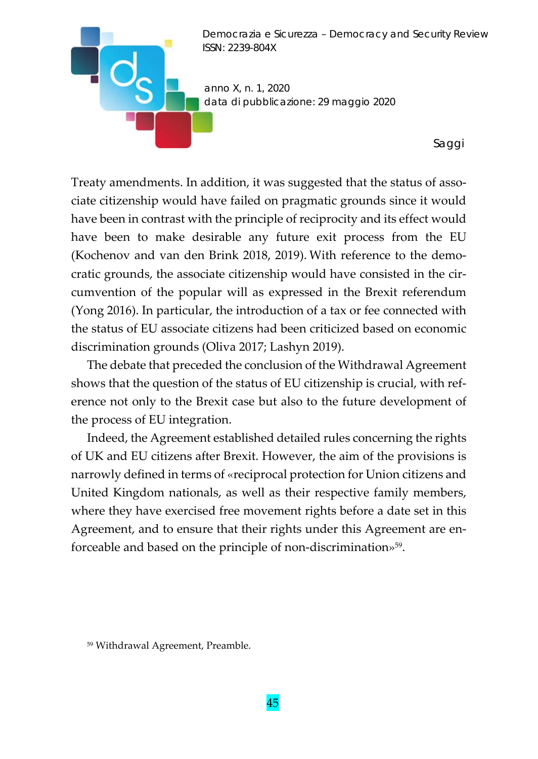Treaty amendments. In addition, it was suggested that the status of associate citizenship would have failed on pragmatic grounds since it would have been in contrast with the principle of reciprocity and its effect would have been to make desirable any future exit process from the EU (Kochenov and van den Brink 2018, 2019). With reference to the democratic grounds, the associate citizenship would have consisted in the circumvention of the popular will as expressed in the Brexit referendum (Yong 2016). In particular, the introduction of a tax or fee connected with the status of EU associate citizens had been criticized based on economic discrimination grounds (Oliva 2017; Lashyn 2019).

The debate that preceded the conclusion of the Withdrawal Agreement shows that the question of the status of EU citizenship is crucial, with reference not only to the Brexit case but also to the future development of the process of EU integration.

Indeed, the Agreement established detailed rules concerning the rights of UK and EU citizens after Brexit. However, the aim of the provisions is narrowly defined in terms of «reciprocal protection for Union citizens and United Kingdom nationals, as well as their respective family members, where they have exercised free movement rights before a date set in this Agreement, and to ensure that their rights under this Agreement are enforceable and based on the principle of non-discrimination»[59].

[59] Withdrawal Agreement, Preamble.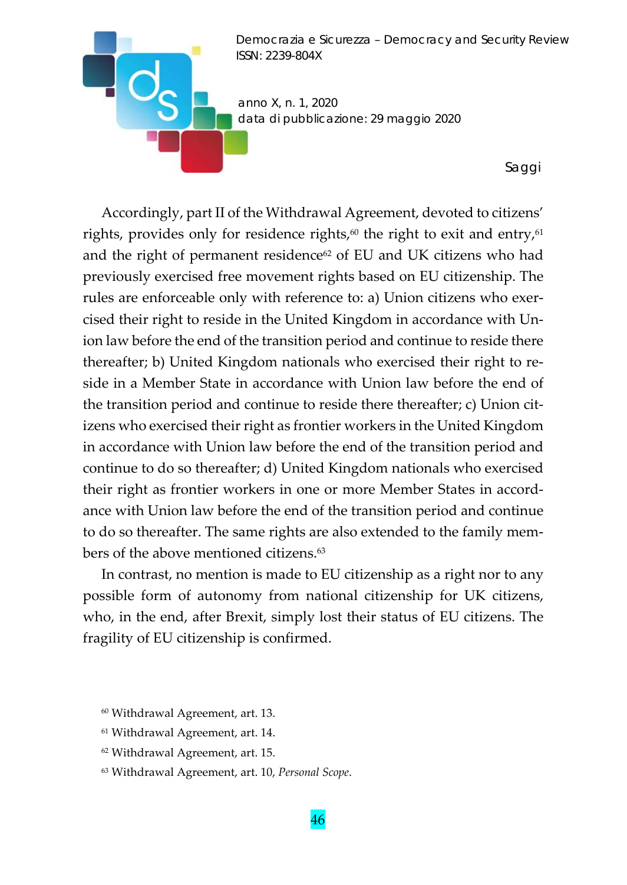Accordingly, part II of the Withdrawal Agreement, devoted to citizens' rights, provides only for residence rights,[60] the right to exit and entry,[61] and the right of permanent residence[62] of EU and UK citizens who had previously exercised free movement rights based on EU citizenship. The rules are enforceable only with reference to: a) Union citizens who exercised their right to reside in the United Kingdom in accordance with Union law before the end of the transition period and continue to reside there thereafter; b) United Kingdom nationals who exercised their right to reside in a Member State in accordance with Union law before the end of the transition period and continue to reside there thereafter; c) Union citizens who exercised their right as frontier workers in the United Kingdom in accordance with Union law before the end of the transition period and continue to do so thereafter; d) United Kingdom nationals who exercised their right as frontier workers in one or more Member States in accordance with Union law before the end of the transition period and continue to do so thereafter. The same rights are also extended to the family members of the above mentioned citizens.[63]

In contrast, no mention is made to EU citizenship as a right nor to any possible form of autonomy from national citizenship for UK citizens, who, in the end, after Brexit, simply lost their status of EU citizens. The fragility of EU citizenship is confirmed.

[60] Withdrawal Agreement, art. 13.

[61] Withdrawal Agreement, art. 14.

[62] Withdrawal Agreement, art. 15.

[63] Withdrawal Agreement, art. 10, *Personal Scope*.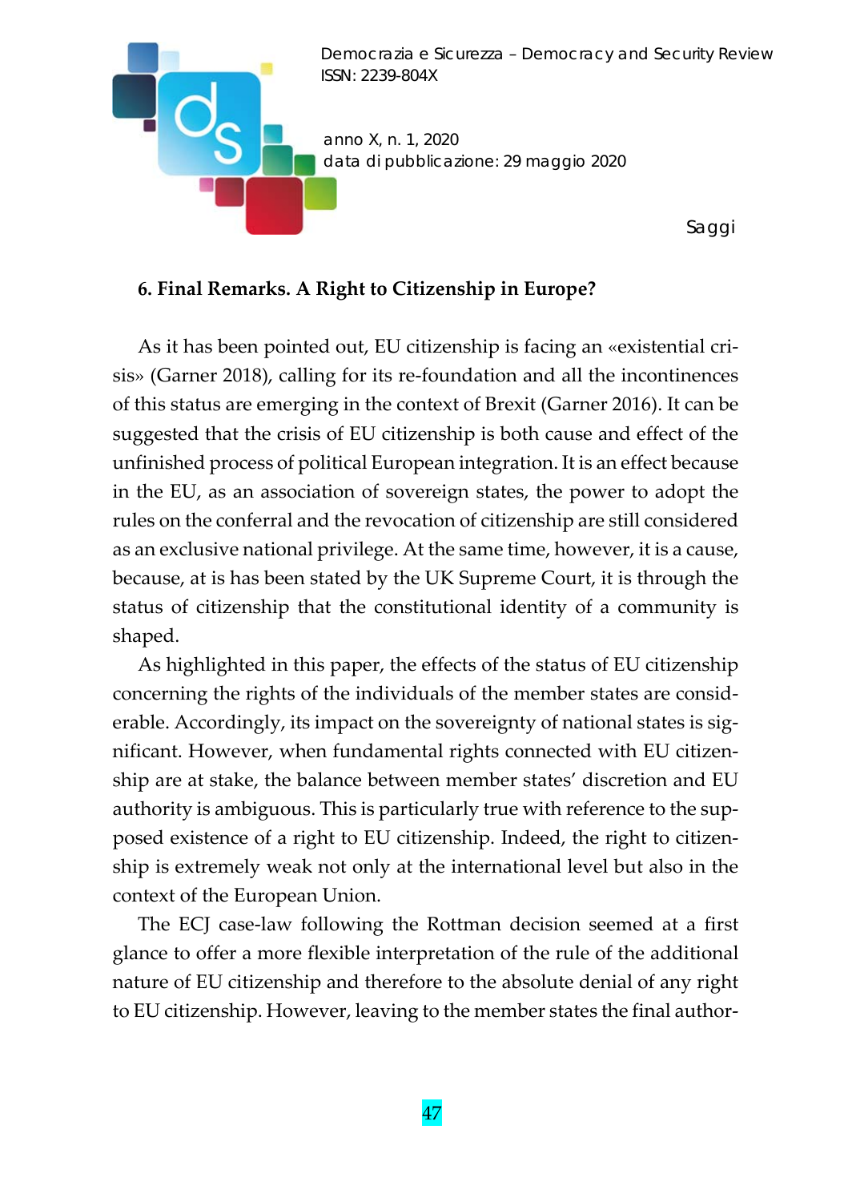## 6. Final Remarks. A Right to Citizenship in Europe?

As it has been pointed out, EU citizenship is facing an «existential crisis» (Garner 2018), calling for its re-foundation and all the incontinences of this status are emerging in the context of Brexit (Garner 2016). It can be suggested that the crisis of EU citizenship is both cause and effect of the unfinished process of political European integration. It is an effect because in the EU, as an association of sovereign states, the power to adopt the rules on the conferral and the revocation of citizenship are still considered as an exclusive national privilege. At the same time, however, it is a cause, because, at is has been stated by the UK Supreme Court, it is through the status of citizenship that the constitutional identity of a community is shaped.

As highlighted in this paper, the effects of the status of EU citizenship concerning the rights of the individuals of the member states are considerable. Accordingly, its impact on the sovereignty of national states is significant. However, when fundamental rights connected with EU citizenship are at stake, the balance between member states' discretion and EU authority is ambiguous. This is particularly true with reference to the supposed existence of a right to EU citizenship. Indeed, the right to citizenship is extremely weak not only at the international level but also in the context of the European Union.

The ECJ case-law following the Rottman decision seemed at a first glance to offer a more flexible interpretation of the rule of the additional nature of EU citizenship and therefore to the absolute denial of any right to EU citizenship. However, leaving to the member states the final author-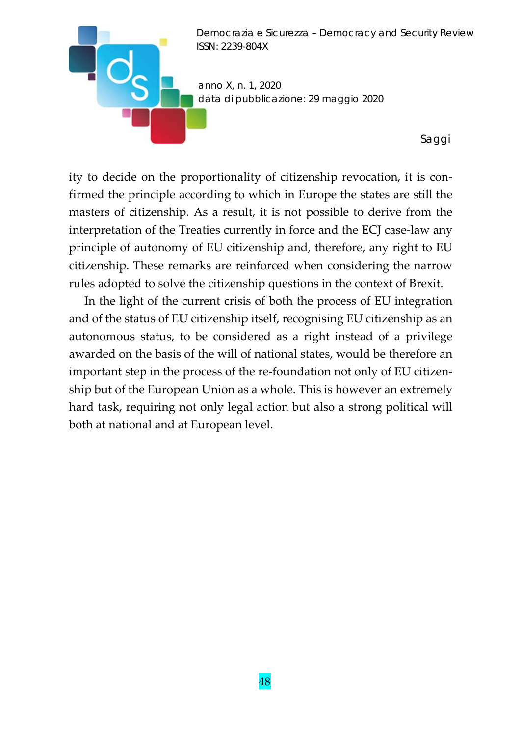ity to decide on the proportionality of citizenship revocation, it is confirmed the principle according to which in Europe the states are still the masters of citizenship. As a result, it is not possible to derive from the interpretation of the Treaties currently in force and the ECJ case-law any principle of autonomy of EU citizenship and, therefore, any right to EU citizenship. These remarks are reinforced when considering the narrow rules adopted to solve the citizenship questions in the context of Brexit.

In the light of the current crisis of both the process of EU integration and of the status of EU citizenship itself, recognising EU citizenship as an autonomous status, to be considered as a right instead of a privilege awarded on the basis of the will of national states, would be therefore an important step in the process of the re-foundation not only of EU citizenship but of the European Union as a whole. This is however an extremely hard task, requiring not only legal action but also a strong political will both at national and at European level.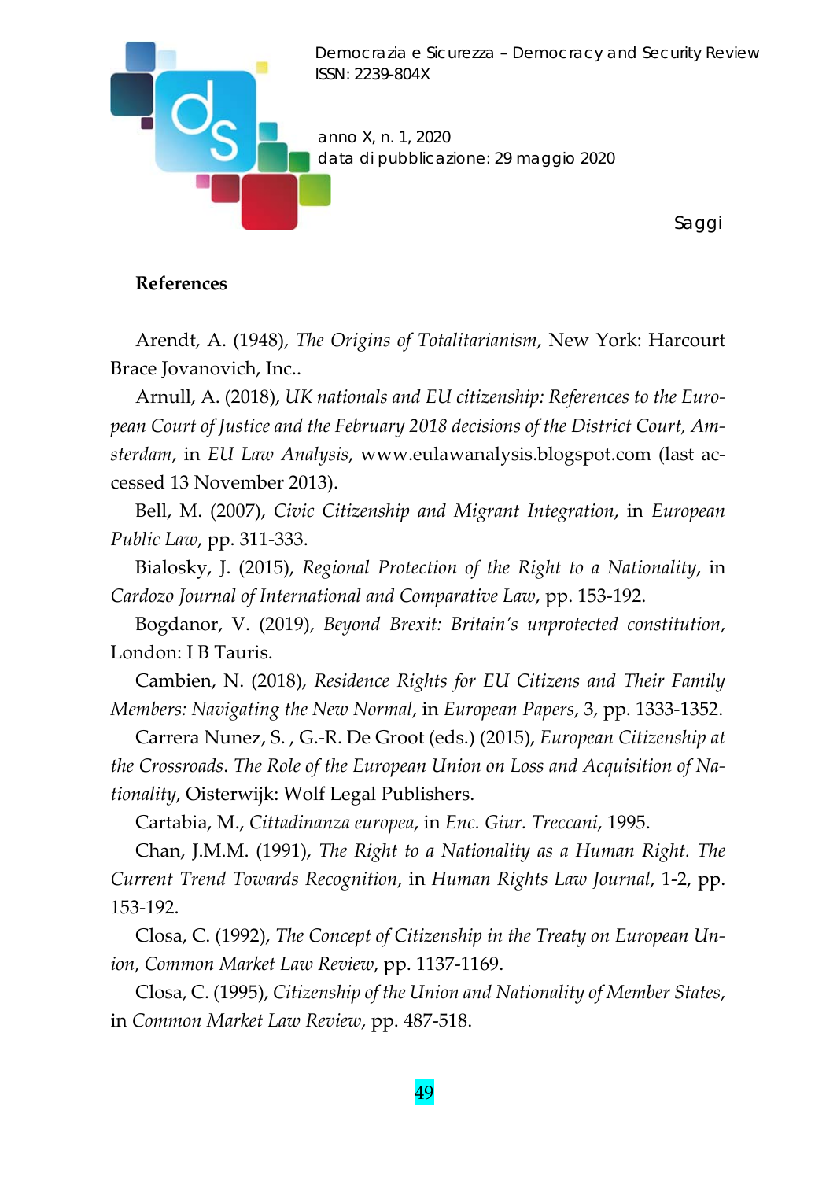**References**

Arendt, A. (1948), *The Origins of Totalitarianism*, New York: Harcourt Brace Jovanovich, Inc..

Arnull, A. (2018), *UK nationals and EU citizenship: References to the European Court of Justice and the February 2018 decisions of the District Court, Amsterdam*, in *EU Law Analysis*, www.eulawanalysis.blogspot.com (last accessed 13 November 2013).

Bell, M. (2007), *Civic Citizenship and Migrant Integration*, in *European Public Law*, pp. 311-333.

Bialosky, J. (2015), *Regional Protection of the Right to a Nationality*, in *Cardozo Journal of International and Comparative Law*, pp. 153-192.

Bogdanor, V. (2019), *Beyond Brexit: Britain's unprotected constitution*, London: I B Tauris.

Cambien, N. (2018), *Residence Rights for EU Citizens and Their Family Members: Navigating the New Normal*, in *European Papers*, 3, pp. 1333-1352.

Carrera Nunez, S. , G.-R. De Groot (eds.) (2015), *European Citizenship at the Crossroads*. *The Role of the European Union on Loss and Acquisition of Nationality*, Oisterwijk: Wolf Legal Publishers.

Cartabia, M., *Cittadinanza europea*, in *Enc. Giur. Treccani*, 1995.

Chan, J.M.M. (1991), *The Right to a Nationality as a Human Right. The Current Trend Towards Recognition*, in *Human Rights Law Journal*, 1-2, pp. 153-192.

Closa, C. (1992), *The Concept of Citizenship in the Treaty on European Union*, *Common Market Law Review*, pp. 1137-1169.

Closa, C. (1995), *Citizenship of the Union and Nationality of Member States*, in *Common Market Law Review*, pp. 487-518.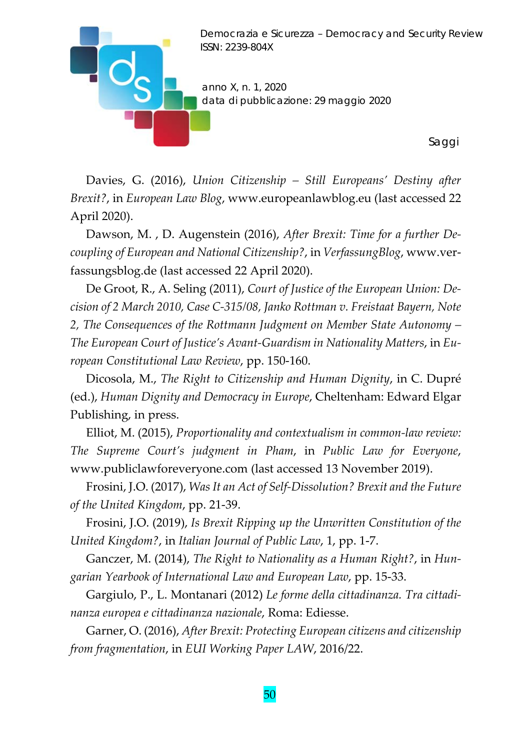Davies, G. (2016), *Union Citizenship – Still Europeans' Destiny after Brexit?*, in *European Law Blog*, www.europeanlawblog.eu (last accessed 22 April 2020).

Dawson, M. , D. Augenstein (2016), *After Brexit: Time for a further De-coupling of European and National Citizenship?*, in *VerfassungBlog*, www.verfassungsblog.de (last accessed 22 April 2020).

De Groot, R., A. Seling (2011), *Court of Justice of the European Union: Decision of 2 March 2010, Case C-315/08, Janko Rottman v. Freistaat Bayern, Note 2, The Consequences of the Rottmann Judgment on Member State Autonomy – The European Court of Justice's Avant-Guardism in Nationality Matters*, in *European Constitutional Law Review*, pp. 150-160.

Dicosola, M., *The Right to Citizenship and Human Dignity*, in C. Dupré (ed.), *Human Dignity and Democracy in Europe*, Cheltenham: Edward Elgar Publishing, in press.

Elliot, M. (2015), *Proportionality and contextualism in common-law review: The Supreme Court's judgment in Pham*, in *Public Law for Everyone*, www.publiclawforeveryone.com (last accessed 13 November 2019).

Frosini, J.O. (2017), *Was It an Act of Self-Dissolution? Brexit and the Future of the United Kingdom*, pp. 21-39.

Frosini, J.O. (2019), *Is Brexit Ripping up the Unwritten Constitution of the United Kingdom?*, in *Italian Journal of Public Law*, 1, pp. 1-7.

Ganczer, M. (2014), *The Right to Nationality as a Human Right?*, in *Hungarian Yearbook of International Law and European Law*, pp. 15-33.

Gargiulo, P., L. Montanari (2012) *Le forme della cittadinanza. Tra cittadinanza europea e cittadinanza nazionale*, Roma: Ediesse.

Garner, O. (2016), *After Brexit: Protecting European citizens and citizenship from fragmentation*, in *EUI Working Paper LAW*, 2016/22.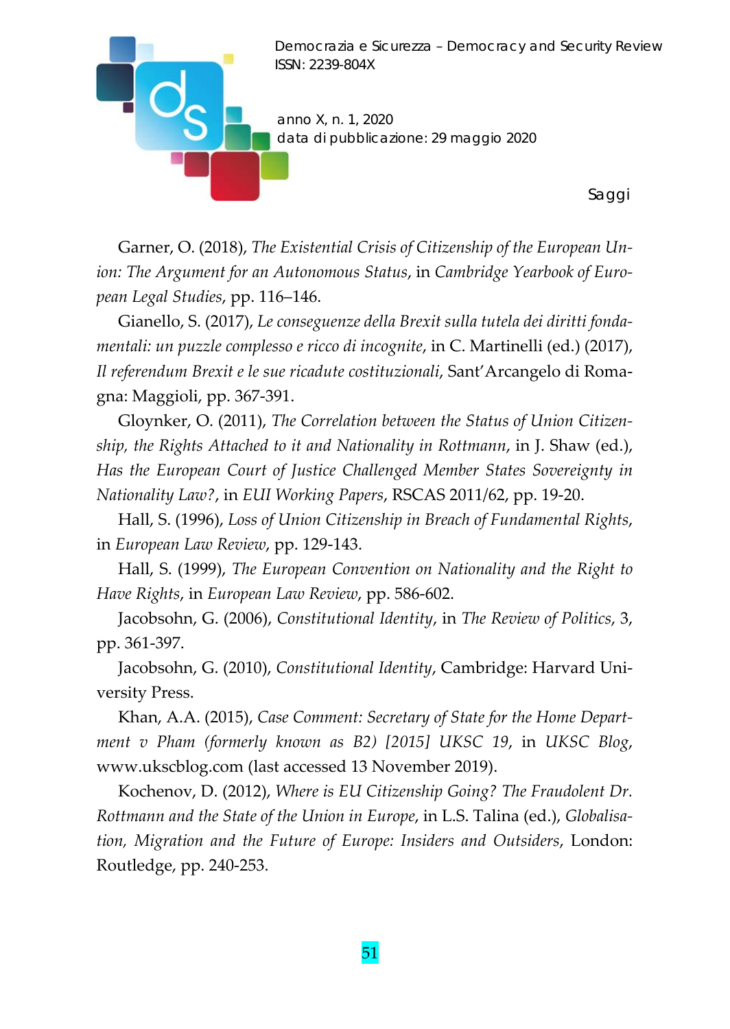Garner, O. (2018), *The Existential Crisis of Citizenship of the European Union: The Argument for an Autonomous Status*, in *Cambridge Yearbook of European Legal Studies*, pp. 116–146.

Gianello, S. (2017), *Le conseguenze della Brexit sulla tutela dei diritti fondamentali: un puzzle complesso e ricco di incognite*, in C. Martinelli (ed.) (2017), *Il referendum Brexit e le sue ricadute costituzionali*, Sant'Arcangelo di Romagna: Maggioli, pp. 367-391.

Gloynker, O. (2011), *The Correlation between the Status of Union Citizenship, the Rights Attached to it and Nationality in Rottmann*, in J. Shaw (ed.), *Has the European Court of Justice Challenged Member States Sovereignty in Nationality Law?*, in *EUI Working Papers*, RSCAS 2011/62, pp. 19-20.

Hall, S. (1996), *Loss of Union Citizenship in Breach of Fundamental Rights*, in *European Law Review*, pp. 129-143.

Hall, S. (1999), *The European Convention on Nationality and the Right to Have Rights*, in *European Law Review*, pp. 586-602.

Jacobsohn, G. (2006), *Constitutional Identity*, in *The Review of Politics*, 3, pp. 361-397.

Jacobsohn, G. (2010), *Constitutional Identity*, Cambridge: Harvard University Press.

Khan, A.A. (2015), *Case Comment: Secretary of State for the Home Department v Pham (formerly known as B2) [2015] UKSC 19*, in *UKSC Blog*, www.ukscblog.com (last accessed 13 November 2019).

Kochenov, D. (2012), *Where is EU Citizenship Going? The Fraudolent Dr. Rottmann and the State of the Union in Europe*, in L.S. Talina (ed.), *Globalisation, Migration and the Future of Europe: Insiders and Outsiders*, London: Routledge, pp. 240-253.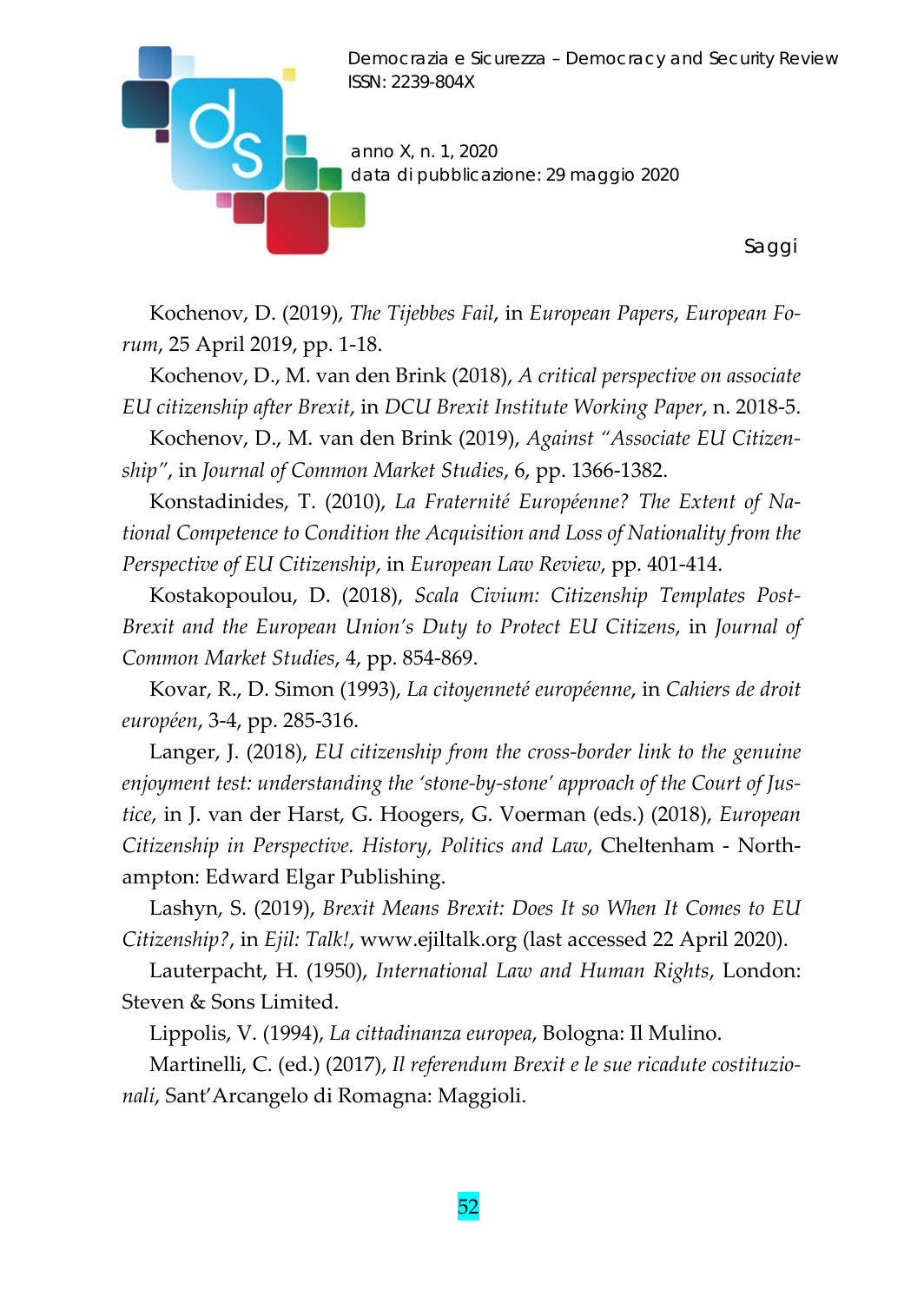Kochenov, D. (2019), *The Tijebbes Fail*, in *European Papers*, *European Forum*, 25 April 2019, pp. 1-18.

Kochenov, D., M. van den Brink (2018), *A critical perspective on associate EU citizenship after Brexit*, in *DCU Brexit Institute Working Paper*, n. 2018-5.

Kochenov, D., M. van den Brink (2019), *Against "Associate EU Citizenship"*, in *Journal of Common Market Studies*, 6, pp. 1366-1382.

Konstadinides, T. (2010), *La Fraternité Européenne? The Extent of National Competence to Condition the Acquisition and Loss of Nationality from the Perspective of EU Citizenship*, in *European Law Review*, pp. 401-414.

Kostakopoulou, D. (2018), *Scala Civium: Citizenship Templates Post-Brexit and the European Union's Duty to Protect EU Citizens*, in *Journal of Common Market Studies*, 4, pp. 854-869.

Kovar, R., D. Simon (1993), *La citoyenneté européenne*, in *Cahiers de droit européen*, 3-4, pp. 285-316.

Langer, J. (2018), *EU citizenship from the cross-border link to the genuine enjoyment test: understanding the 'stone-by-stone' approach of the Court of Justice*, in J. van der Harst, G. Hoogers, G. Voerman (eds.) (2018), *European Citizenship in Perspective. History, Politics and Law*, Cheltenham - Northampton: Edward Elgar Publishing.

Lashyn, S. (2019), *Brexit Means Brexit: Does It so When It Comes to EU Citizenship?*, in *Ejil: Talk!*, www.ejiltalk.org (last accessed 22 April 2020).

Lauterpacht, H. (1950), *International Law and Human Rights*, London: Steven & Sons Limited.

Lippolis, V. (1994), *La cittadinanza europea*, Bologna: Il Mulino.

Martinelli, C. (ed.) (2017), *Il referendum Brexit e le sue ricadute costituzionali*, Sant'Arcangelo di Romagna: Maggioli.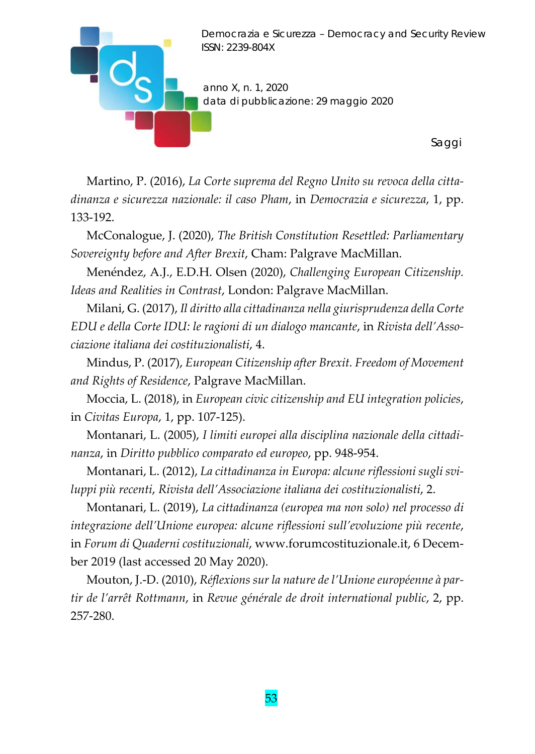Martino, P. (2016), *La Corte suprema del Regno Unito su revoca della cittadinanza e sicurezza nazionale: il caso Pham*, in *Democrazia e sicurezza*, 1, pp. 133-192.

McConalogue, J. (2020), *The British Constitution Resettled: Parliamentary Sovereignty before and After Brexit*, Cham: Palgrave MacMillan.

Menéndez, A.J., E.D.H. Olsen (2020), *Challenging European Citizenship. Ideas and Realities in Contrast*, London: Palgrave MacMillan.

Milani, G. (2017), *Il diritto alla cittadinanza nella giurisprudenza della Corte EDU e della Corte IDU: le ragioni di un dialogo mancante*, in *Rivista dell'Associazione italiana dei costituzionalisti*, 4.

Mindus, P. (2017), *European Citizenship after Brexit. Freedom of Movement and Rights of Residence*, Palgrave MacMillan.

Moccia, L. (2018), in *European civic citizenship and EU integration policies*, in *Civitas Europa*, 1, pp. 107-125).

Montanari, L. (2005), *I limiti europei alla disciplina nazionale della cittadinanza*, in *Diritto pubblico comparato ed europeo*, pp. 948-954.

Montanari, L. (2012), *La cittadinanza in Europa: alcune riflessioni sugli sviluppi più recenti*, *Rivista dell'Associazione italiana dei costituzionalisti*, 2.

Montanari, L. (2019), *La cittadinanza (europea ma non solo) nel processo di integrazione dell'Unione europea: alcune riflessioni sull'evoluzione più recente*, in *Forum di Quaderni costituzionali*, www.forumcostituzionale.it, 6 December 2019 (last accessed 20 May 2020).

Mouton, J.-D. (2010), *Réflexions sur la nature de l'Union européenne à partir de l'arrêt Rottmann*, in *Revue générale de droit international public*, 2, pp. 257-280.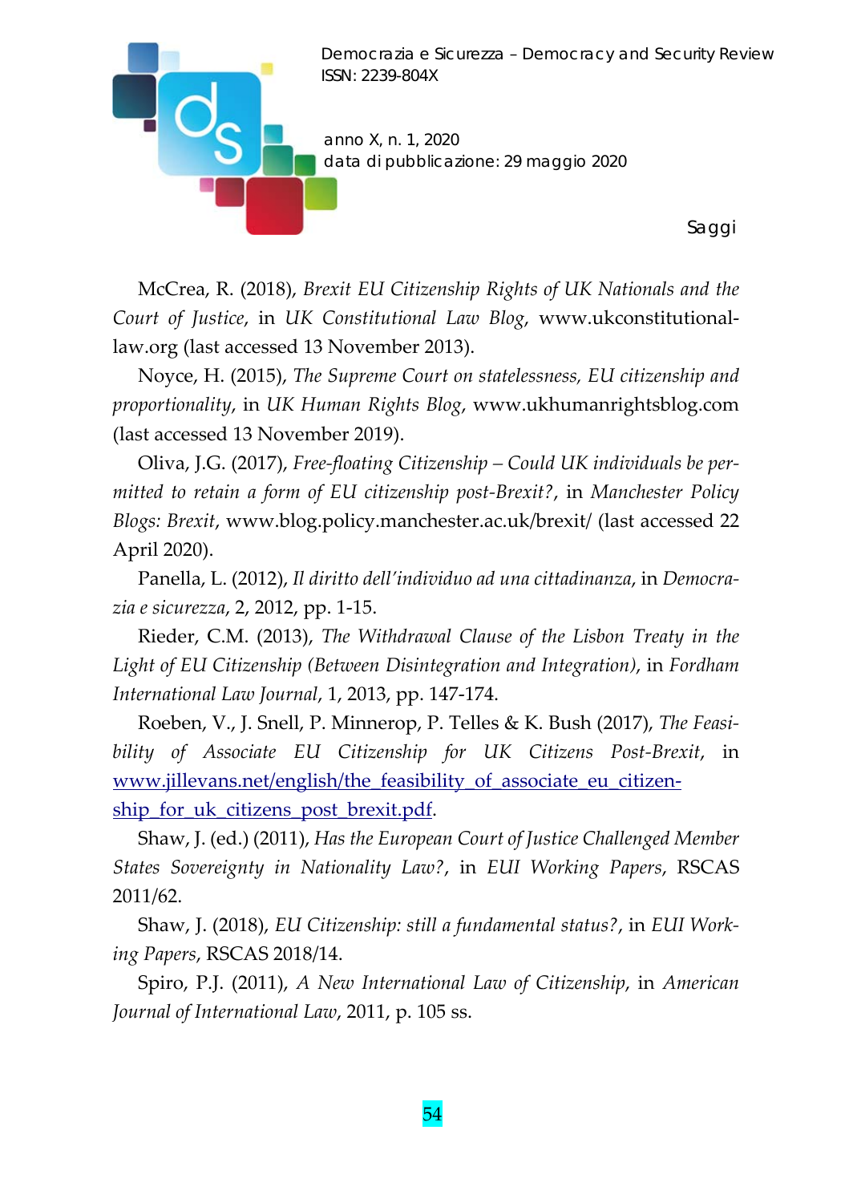McCrea, R. (2018), *Brexit EU Citizenship Rights of UK Nationals and the Court of Justice*, in *UK Constitutional Law Blog*, www.ukconstitutional-law.org (last accessed 13 November 2013).

Noyce, H. (2015), *The Supreme Court on statelessness, EU citizenship and proportionality*, in *UK Human Rights Blog*, www.ukhumanrightsblog.com (last accessed 13 November 2019).

Oliva, J.G. (2017), *Free-floating Citizenship – Could UK individuals be permitted to retain a form of EU citizenship post-Brexit?*, in *Manchester Policy Blogs: Brexit*, www.blog.policy.manchester.ac.uk/brexit/ (last accessed 22 April 2020).

Panella, L. (2012), *Il diritto dell'individuo ad una cittadinanza*, in *Democrazia e sicurezza*, 2, 2012, pp. 1-15.

Rieder, C.M. (2013), *The Withdrawal Clause of the Lisbon Treaty in the Light of EU Citizenship (Between Disintegration and Integration)*, in *Fordham International Law Journal*, 1, 2013, pp. 147-174.

Roeben, V., J. Snell, P. Minnerop, P. Telles & K. Bush (2017), *The Feasibility of Associate EU Citizenship for UK Citizens Post-Brexit*, in www.jillevans.net/english/the_feasibility_of_associate_eu_citizenship_for_uk_citizens_post_brexit.pdf.

Shaw, J. (ed.) (2011), *Has the European Court of Justice Challenged Member States Sovereignty in Nationality Law?*, in *EUI Working Papers*, RSCAS 2011/62.

Shaw, J. (2018), *EU Citizenship: still a fundamental status?*, in *EUI Working Papers*, RSCAS 2018/14.

Spiro, P.J. (2011), *A New International Law of Citizenship*, in *American Journal of International Law*, 2011, p. 105 ss.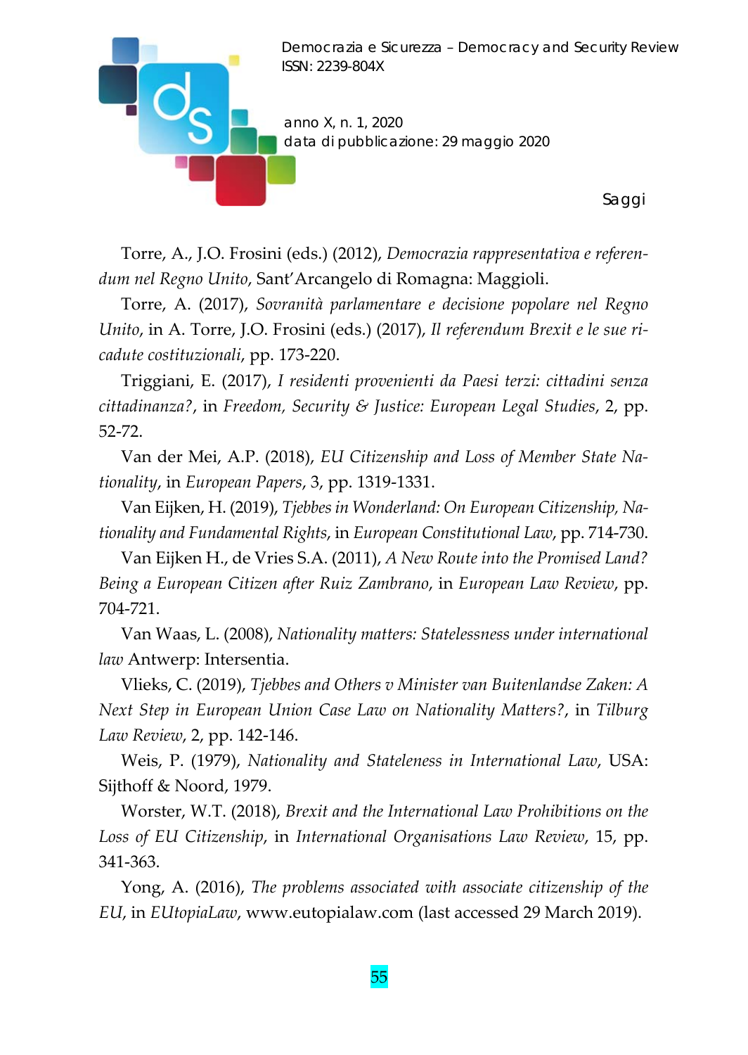Torre, A., J.O. Frosini (eds.) (2012), *Democrazia rappresentativa e referendum nel Regno Unito*, Sant'Arcangelo di Romagna: Maggioli.

Torre, A. (2017), *Sovranità parlamentare e decisione popolare nel Regno Unito*, in A. Torre, J.O. Frosini (eds.) (2017), *Il referendum Brexit e le sue ricadute costituzionali*, pp. 173-220.

Triggiani, E. (2017), *I residenti provenienti da Paesi terzi: cittadini senza cittadinanza?*, in *Freedom, Security & Justice: European Legal Studies*, 2, pp. 52-72.

Van der Mei, A.P. (2018), *EU Citizenship and Loss of Member State Nationality*, in *European Papers*, 3, pp. 1319-1331.

Van Eijken, H. (2019), *Tjebbes in Wonderland: On European Citizenship, Nationality and Fundamental Rights*, in *European Constitutional Law*, pp. 714-730.

Van Eijken H., de Vries S.A. (2011), *A New Route into the Promised Land? Being a European Citizen after Ruiz Zambrano*, in *European Law Review*, pp. 704-721.

Van Waas, L. (2008), *Nationality matters: Statelessness under international law* Antwerp: Intersentia.

Vlieks, C. (2019), *Tjebbes and Others v Minister van Buitenlandse Zaken: A Next Step in European Union Case Law on Nationality Matters?*, in *Tilburg Law Review*, 2, pp. 142-146.

Weis, P. (1979), *Nationality and Stateleness in International Law*, USA: Sijthoff & Noord, 1979.

Worster, W.T. (2018), *Brexit and the International Law Prohibitions on the Loss of EU Citizenship*, in *International Organisations Law Review*, 15, pp. 341-363.

Yong, A. (2016), *The problems associated with associate citizenship of the EU*, in *EUtopiaLaw*, www.eutopialaw.com (last accessed 29 March 2019).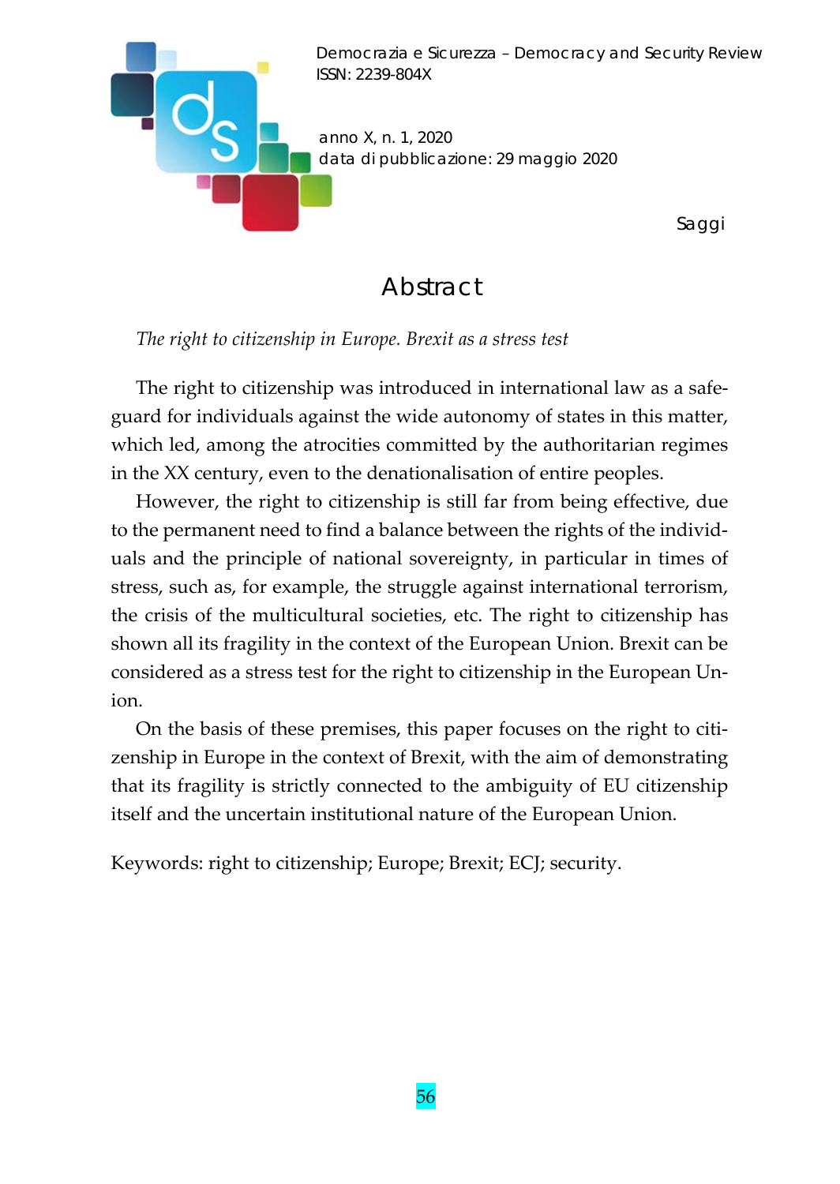# Abstract

*The right to citizenship in Europe. Brexit as a stress test*

The right to citizenship was introduced in international law as a safeguard for individuals against the wide autonomy of states in this matter, which led, among the atrocities committed by the authoritarian regimes in the XX century, even to the denationalisation of entire peoples.

However, the right to citizenship is still far from being effective, due to the permanent need to find a balance between the rights of the individuals and the principle of national sovereignty, in particular in times of stress, such as, for example, the struggle against international terrorism, the crisis of the multicultural societies, etc. The right to citizenship has shown all its fragility in the context of the European Union. Brexit can be considered as a stress test for the right to citizenship in the European Union.

On the basis of these premises, this paper focuses on the right to citizenship in Europe in the context of Brexit, with the aim of demonstrating that its fragility is strictly connected to the ambiguity of EU citizenship itself and the uncertain institutional nature of the European Union.

Keywords: right to citizenship; Europe; Brexit; ECJ; security.